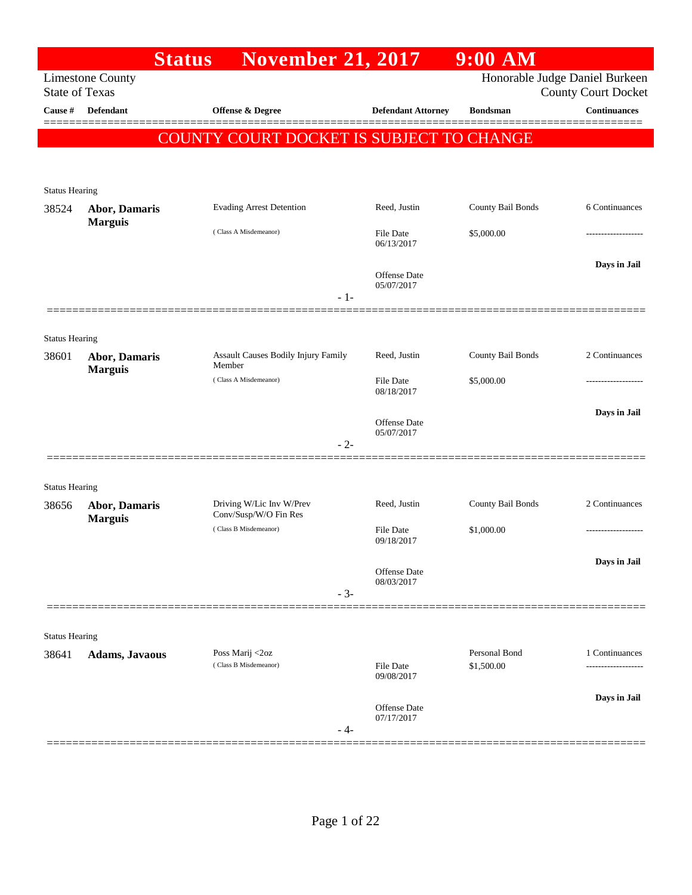# Status November 21, 2017 9:00 AM

Limestone County
State of Texas

Honorable Judge Daniel Burkeen
County Court Docket

**COUNTY COURT DOCKET IS SUBJECT TO CHANGE**

| Cause # | Defendant | Offense & Degree | Defendant Attorney | Bondsman | Continuances |
|---|---|---|---|---|---|
| Status Hearing | | | | | |
| 38524 | **Abor, Damaris Marguis** | Evading Arrest Detention (Class A Misdemeanor) | Reed, Justin<br>File Date 06/13/2017<br>Offense Date 05/07/2017 | County Bail Bonds<br>$5,000.00 | 6 Continuances<br>-------------------<br>**Days in Jail** |
| Status Hearing | | | | | |
| 38601 | **Abor, Damaris Marguis** | Assault Causes Bodily Injury Family Member (Class A Misdemeanor) | Reed, Justin<br>File Date 08/18/2017<br>Offense Date 05/07/2017 | County Bail Bonds<br>$5,000.00 | 2 Continuances<br>-------------------<br>**Days in Jail** |
| Status Hearing | | | | | |
| 38656 | **Abor, Damaris Marguis** | Driving W/Lic Inv W/Prev Conv/Susp/W/O Fin Res (Class B Misdemeanor) | Reed, Justin<br>File Date 09/18/2017<br>Offense Date 08/03/2017 | County Bail Bonds<br>$1,000.00 | 2 Continuances<br>-------------------<br>**Days in Jail** |
| Status Hearing | | | | | |
| 38641 | **Adams, Javaous** | Poss Marij <2oz (Class B Misdemeanor) | File Date 09/08/2017<br>Offense Date 07/17/2017 | Personal Bond<br>$1,500.00 | 1 Continuances<br>-------------------<br>**Days in Jail** |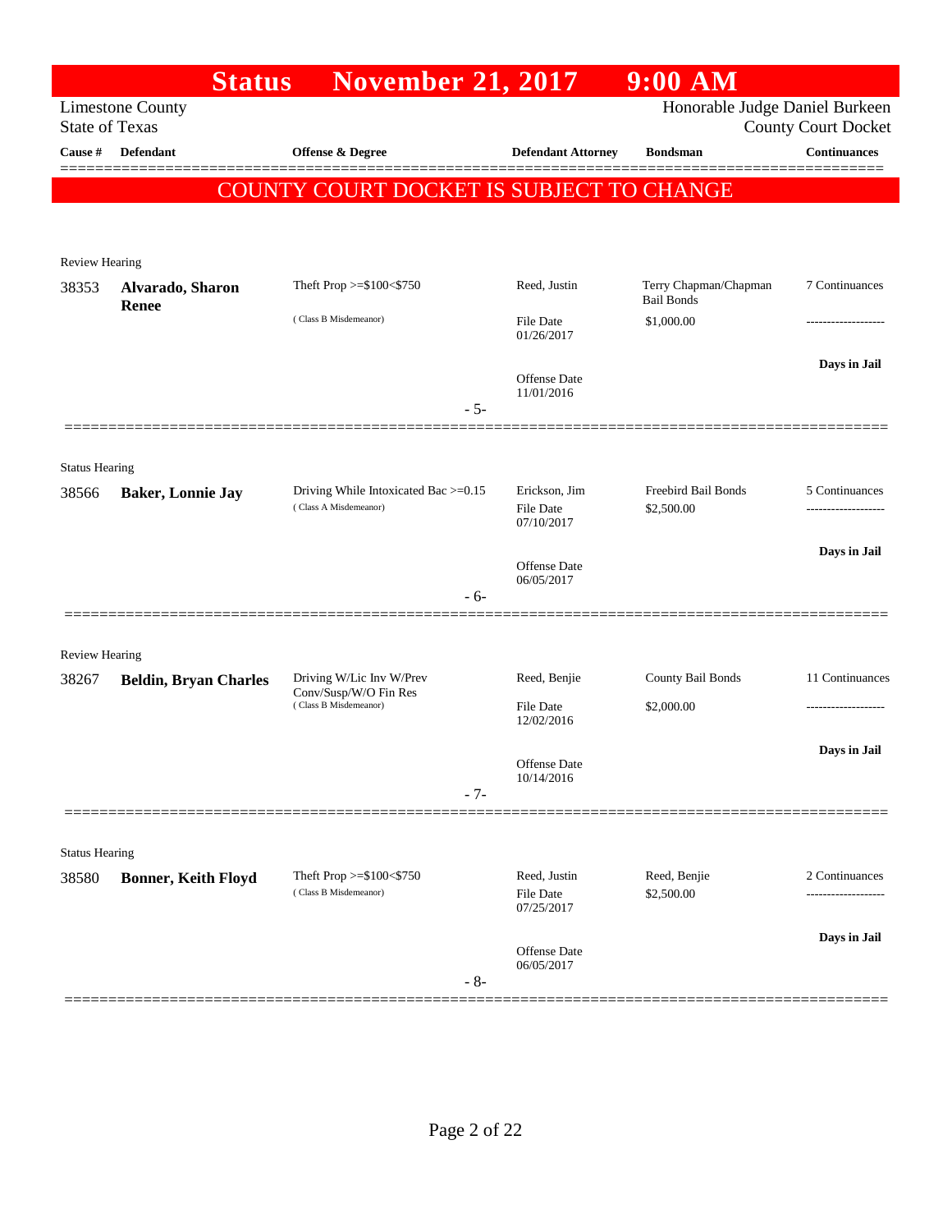# Status November 21, 2017 9:00 AM

Limestone County
State of Texas

Honorable Judge Daniel Burkeen
County Court Docket

**COUNTY COURT DOCKET IS SUBJECT TO CHANGE**

| Cause # | Defendant | Offense & Degree | Defendant Attorney | Bondsman | Continuances |
|---|---|---|---|---|---|
| **Review Hearing** | | | | | |
| 38353 | **Alvarado, Sharon Renee** | Theft Prop >=$100<$750 (Class B Misdemeanor) | Reed, Justin<br>File Date 01/26/2017<br>Offense Date 11/01/2016 | Terry Chapman/Chapman Bail Bonds<br>$1,000.00 | 7 Continuances<br>-------------------<br>**Days in Jail** |
| | | - 5- | | | |
| **Status Hearing** | | | | | |
| 38566 | **Baker, Lonnie Jay** | Driving While Intoxicated Bac >=0.15 (Class A Misdemeanor) | Erickson, Jim<br>File Date 07/10/2017<br>Offense Date 06/05/2017 | Freebird Bail Bonds<br>$2,500.00 | 5 Continuances<br>-------------------<br>**Days in Jail** |
| | | - 6- | | | |
| **Review Hearing** | | | | | |
| 38267 | **Beldin, Bryan Charles** | Driving W/Lic Inv W/Prev Conv/Susp/W/O Fin Res (Class B Misdemeanor) | Reed, Benjie<br>File Date 12/02/2016<br>Offense Date 10/14/2016 | County Bail Bonds<br>$2,000.00 | 11 Continuances<br>-------------------<br>**Days in Jail** |
| | | - 7- | | | |
| **Status Hearing** | | | | | |
| 38580 | **Bonner, Keith Floyd** | Theft Prop >=$100<$750 (Class B Misdemeanor) | Reed, Justin<br>File Date 07/25/2017<br>Offense Date 06/05/2017 | Reed, Benjie<br>$2,500.00 | 2 Continuances<br>-------------------<br>**Days in Jail** |
| | | - 8- | | | |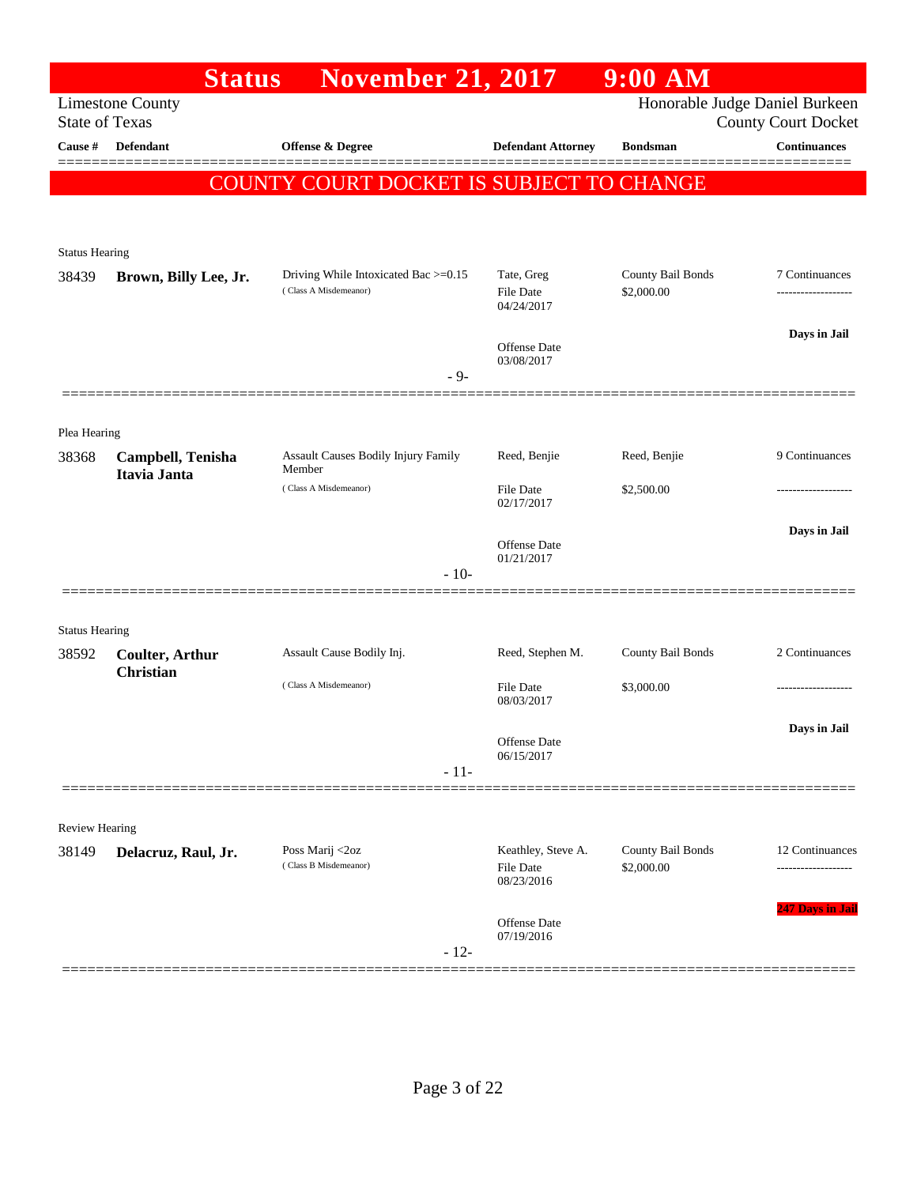# Status November 21, 2017 9:00 AM

Limestone County
State of Texas

Honorable Judge Daniel Burkeen
County Court Docket

| Cause # | Defendant | Offense & Degree | Defendant Attorney | Bondsman | Continuances |
|---|---|---|---|---|---|

**COUNTY COURT DOCKET IS SUBJECT TO CHANGE**

Status Hearing

| Cause # | Defendant | Offense & Degree | Defendant Attorney | Bondsman | Continuances |
|---|---|---|---|---|---|
| 38439 | **Brown, Billy Lee, Jr.** | Driving While Intoxicated Bac >=0.15 (Class A Misdemeanor) | Tate, Greg<br>File Date 04/24/2017<br>Offense Date 03/08/2017 | County Bail Bonds<br>$2,000.00 | 7 Continuances<br>-------------------<br>**Days in Jail** |

- 9-

Plea Hearing

| Cause # | Defendant | Offense & Degree | Defendant Attorney | Bondsman | Continuances |
|---|---|---|---|---|---|
| 38368 | **Campbell, Tenisha Itavia Janta** | Assault Causes Bodily Injury Family Member (Class A Misdemeanor) | Reed, Benjie<br>File Date 02/17/2017<br>Offense Date 01/21/2017 | Reed, Benjie<br>$2,500.00 | 9 Continuances<br>-------------------<br>**Days in Jail** |

- 10-

Status Hearing

| Cause # | Defendant | Offense & Degree | Defendant Attorney | Bondsman | Continuances |
|---|---|---|---|---|---|
| 38592 | **Coulter, Arthur Christian** | Assault Cause Bodily Inj. (Class A Misdemeanor) | Reed, Stephen M.<br>File Date 08/03/2017<br>Offense Date 06/15/2017 | County Bail Bonds<br>$3,000.00 | 2 Continuances<br>-------------------<br>**Days in Jail** |

- 11-

Review Hearing

| Cause # | Defendant | Offense & Degree | Defendant Attorney | Bondsman | Continuances |
|---|---|---|---|---|---|
| 38149 | **Delacruz, Raul, Jr.** | Poss Marij <2oz (Class B Misdemeanor) | Keathley, Steve A.<br>File Date 08/23/2016<br>Offense Date 07/19/2016 | County Bail Bonds<br>$2,000.00 | 12 Continuances<br>-------------------<br>**247 Days in Jail** |

- 12-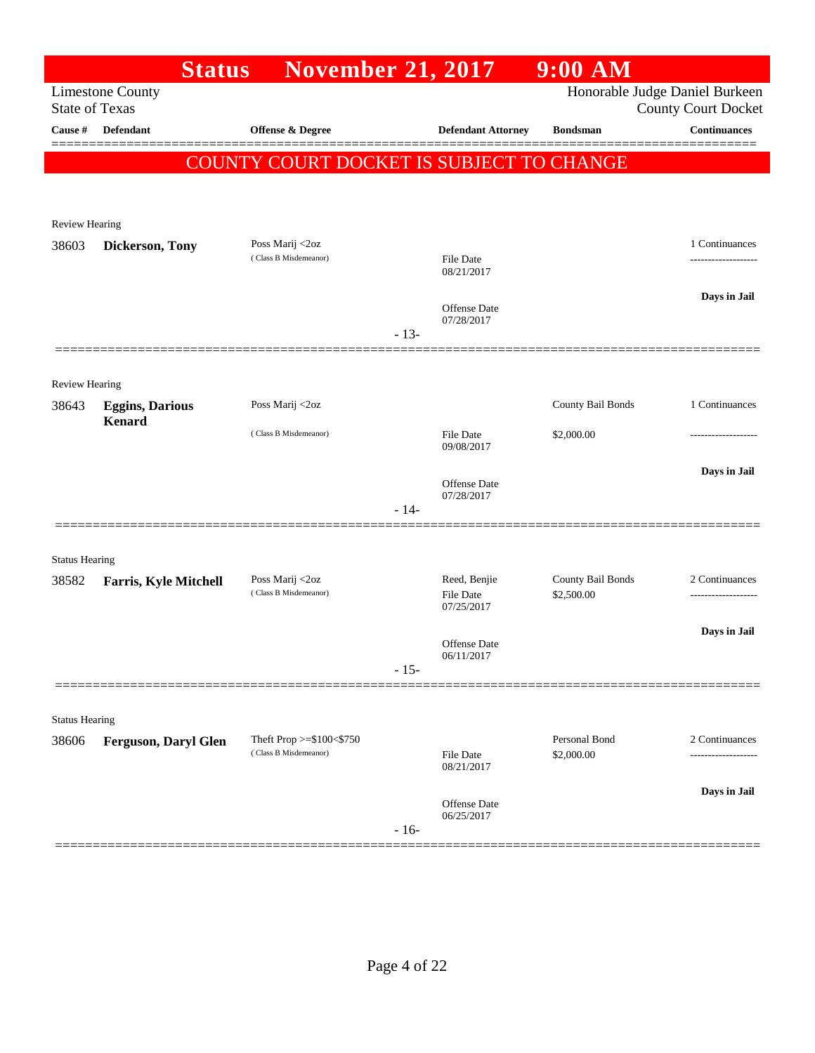# Status November 21, 2017 9:00 AM

Limestone County
State of Texas

Honorable Judge Daniel Burkeen
County Court Docket

**COUNTY COURT DOCKET IS SUBJECT TO CHANGE**

| Cause # | Defendant | Offense & Degree | Defendant Attorney | Bondsman | Continuances |
|---|---|---|---|---|---|
| **Review Hearing** | | | | | |
| 38603 | **Dickerson, Tony** | Poss Marij <2oz (Class B Misdemeanor) | File Date 08/21/2017; Offense Date 07/28/2017 | | 1 Continuances; Days in Jail |
| | | | - 13- | | |
| **Review Hearing** | | | | | |
| 38643 | **Eggins, Darious Kenard** | Poss Marij <2oz (Class B Misdemeanor) | File Date 09/08/2017; Offense Date 07/28/2017 | County Bail Bonds $2,000.00 | 1 Continuances; Days in Jail |
| | | | - 14- | | |
| **Status Hearing** | | | | | |
| 38582 | **Farris, Kyle Mitchell** | Poss Marij <2oz (Class B Misdemeanor) | Reed, Benjie; File Date 07/25/2017; Offense Date 06/11/2017 | County Bail Bonds $2,500.00 | 2 Continuances; Days in Jail |
| | | | - 15- | | |
| **Status Hearing** | | | | | |
| 38606 | **Ferguson, Daryl Glen** | Theft Prop >=$100<$750 (Class B Misdemeanor) | File Date 08/21/2017; Offense Date 06/25/2017 | Personal Bond $2,000.00 | 2 Continuances; Days in Jail |
| | | | - 16- | | |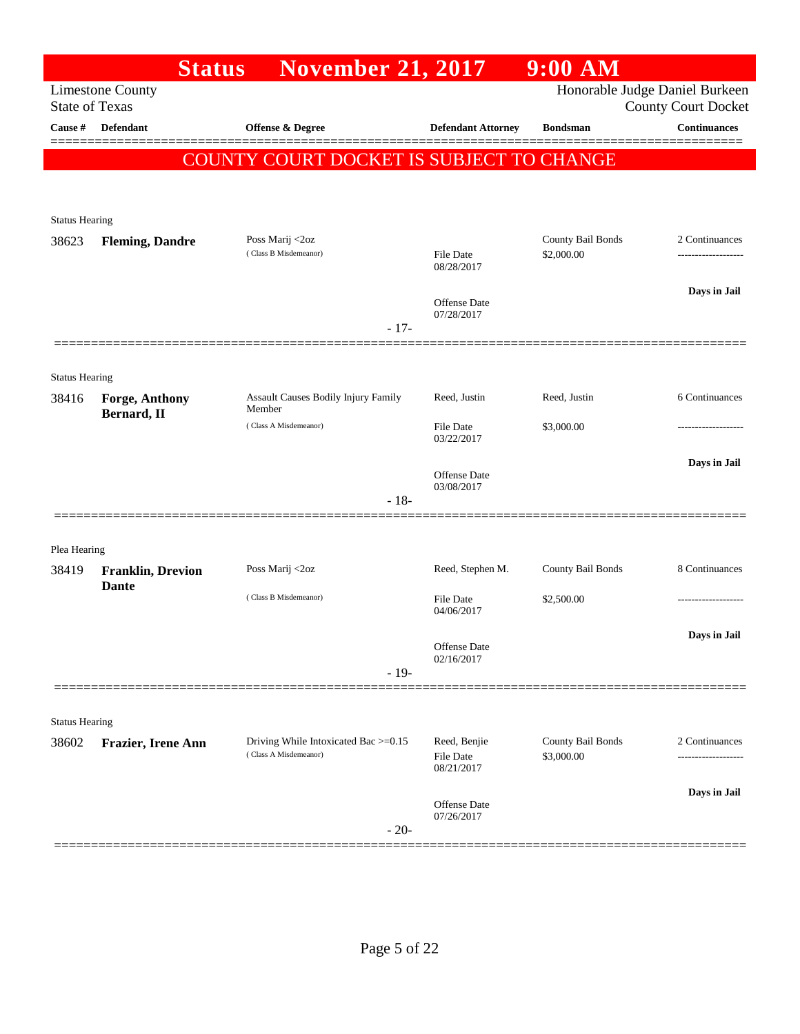# Status November 21, 2017 9:00 AM

Limestone County
State of Texas

Honorable Judge Daniel Burkeen
County Court Docket

| Cause # | Defendant | Offense & Degree | Defendant Attorney | Bondsman | Continuances |
|---|---|---|---|---|---|

**COUNTY COURT DOCKET IS SUBJECT TO CHANGE**

Status Hearing

| Cause # | Defendant | Offense & Degree | Defendant Attorney | Bondsman | Continuances |
|---|---|---|---|---|---|
| 38623 | **Fleming, Dandre** | Poss Marij <2oz (Class B Misdemeanor) | File Date 08/28/2017 | County Bail Bonds $2,000.00 | 2 Continuances |
| | | | Offense Date 07/28/2017 | | Days in Jail |

- 17-

Status Hearing

| Cause # | Defendant | Offense & Degree | Defendant Attorney | Bondsman | Continuances |
|---|---|---|---|---|---|
| 38416 | **Forge, Anthony Bernard, II** | Assault Causes Bodily Injury Family Member (Class A Misdemeanor) | Reed, Justin File Date 03/22/2017 | Reed, Justin $3,000.00 | 6 Continuances |
| | | | Offense Date 03/08/2017 | | Days in Jail |

- 18-

Plea Hearing

| Cause # | Defendant | Offense & Degree | Defendant Attorney | Bondsman | Continuances |
|---|---|---|---|---|---|
| 38419 | **Franklin, Drevion Dante** | Poss Marij <2oz (Class B Misdemeanor) | Reed, Stephen M. File Date 04/06/2017 | County Bail Bonds $2,500.00 | 8 Continuances |
| | | | Offense Date 02/16/2017 | | Days in Jail |

- 19-

Status Hearing

| Cause # | Defendant | Offense & Degree | Defendant Attorney | Bondsman | Continuances |
|---|---|---|---|---|---|
| 38602 | **Frazier, Irene Ann** | Driving While Intoxicated Bac >=0.15 (Class A Misdemeanor) | Reed, Benjie File Date 08/21/2017 | County Bail Bonds $3,000.00 | 2 Continuances |
| | | | Offense Date 07/26/2017 | | Days in Jail |

- 20-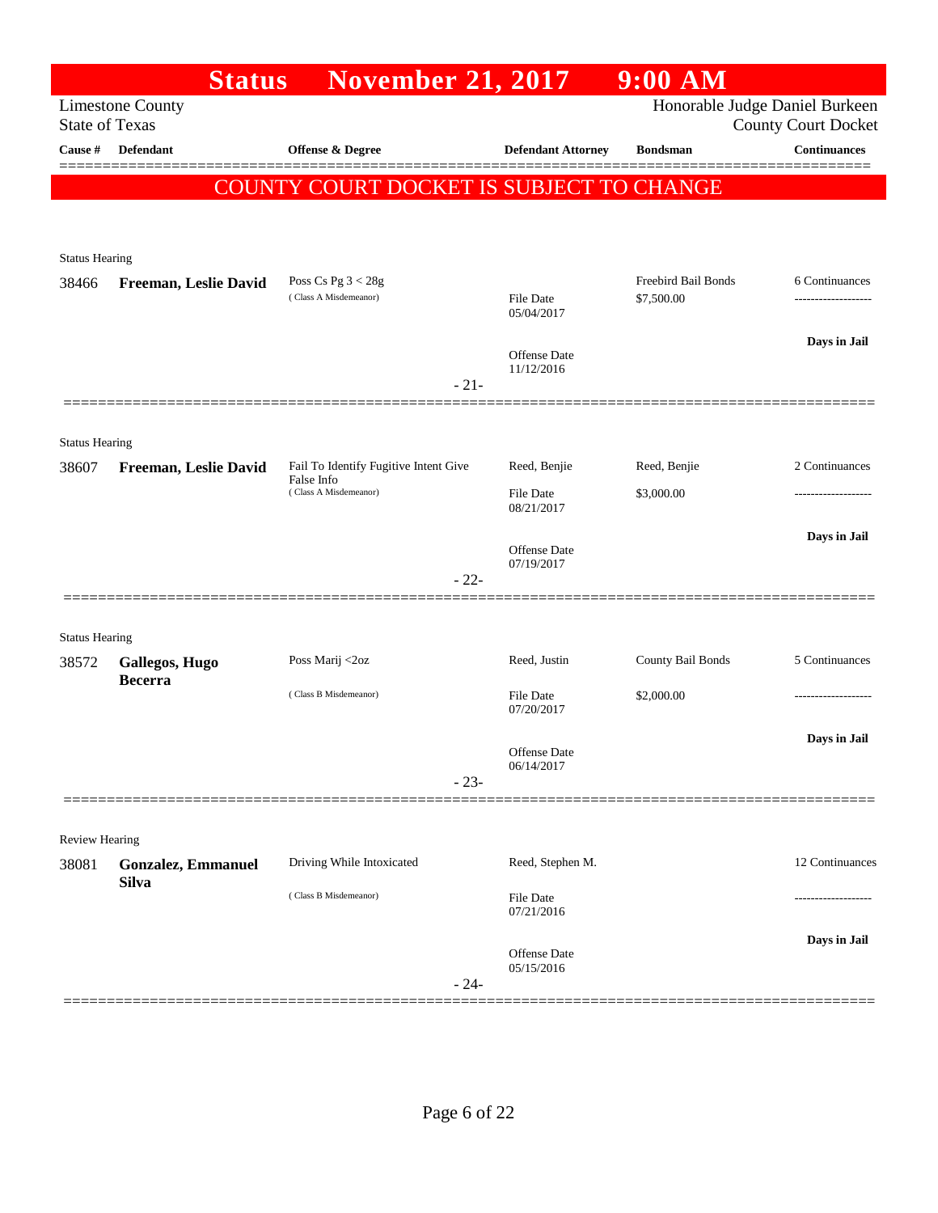# Status November 21, 2017 9:00 AM

Limestone County
State of Texas

Honorable Judge Daniel Burkeen
County Court Docket

| Cause # | Defendant | Offense & Degree | Defendant Attorney | Bondsman | Continuances |
|---|---|---|---|---|---|

## COUNTY COURT DOCKET IS SUBJECT TO CHANGE

**Status Hearing**

| Cause # | Defendant | Offense & Degree | Defendant Attorney | Bondsman | Continuances |
|---|---|---|---|---|---|
| 38466 | **Freeman, Leslie David** | Poss Cs Pg 3 < 28g (Class A Misdemeanor) | File Date 05/04/2017; Offense Date 11/12/2016 | Freebird Bail Bonds $7,500.00 | 6 Continuances; Days in Jail |

- 21-

**Status Hearing**

| Cause # | Defendant | Offense & Degree | Defendant Attorney | Bondsman | Continuances |
|---|---|---|---|---|---|
| 38607 | **Freeman, Leslie David** | Fail To Identify Fugitive Intent Give False Info (Class A Misdemeanor) | Reed, Benjie; File Date 08/21/2017; Offense Date 07/19/2017 | Reed, Benjie $3,000.00 | 2 Continuances; Days in Jail |

- 22-

**Status Hearing**

| Cause # | Defendant | Offense & Degree | Defendant Attorney | Bondsman | Continuances |
|---|---|---|---|---|---|
| 38572 | **Gallegos, Hugo Becerra** | Poss Marij <2oz (Class B Misdemeanor) | Reed, Justin; File Date 07/20/2017; Offense Date 06/14/2017 | County Bail Bonds $2,000.00 | 5 Continuances; Days in Jail |

- 23-

**Review Hearing**

| Cause # | Defendant | Offense & Degree | Defendant Attorney | Bondsman | Continuances |
|---|---|---|---|---|---|
| 38081 | **Gonzalez, Emmanuel Silva** | Driving While Intoxicated (Class B Misdemeanor) | Reed, Stephen M.; File Date 07/21/2016; Offense Date 05/15/2016 | | 12 Continuances; Days in Jail |

- 24-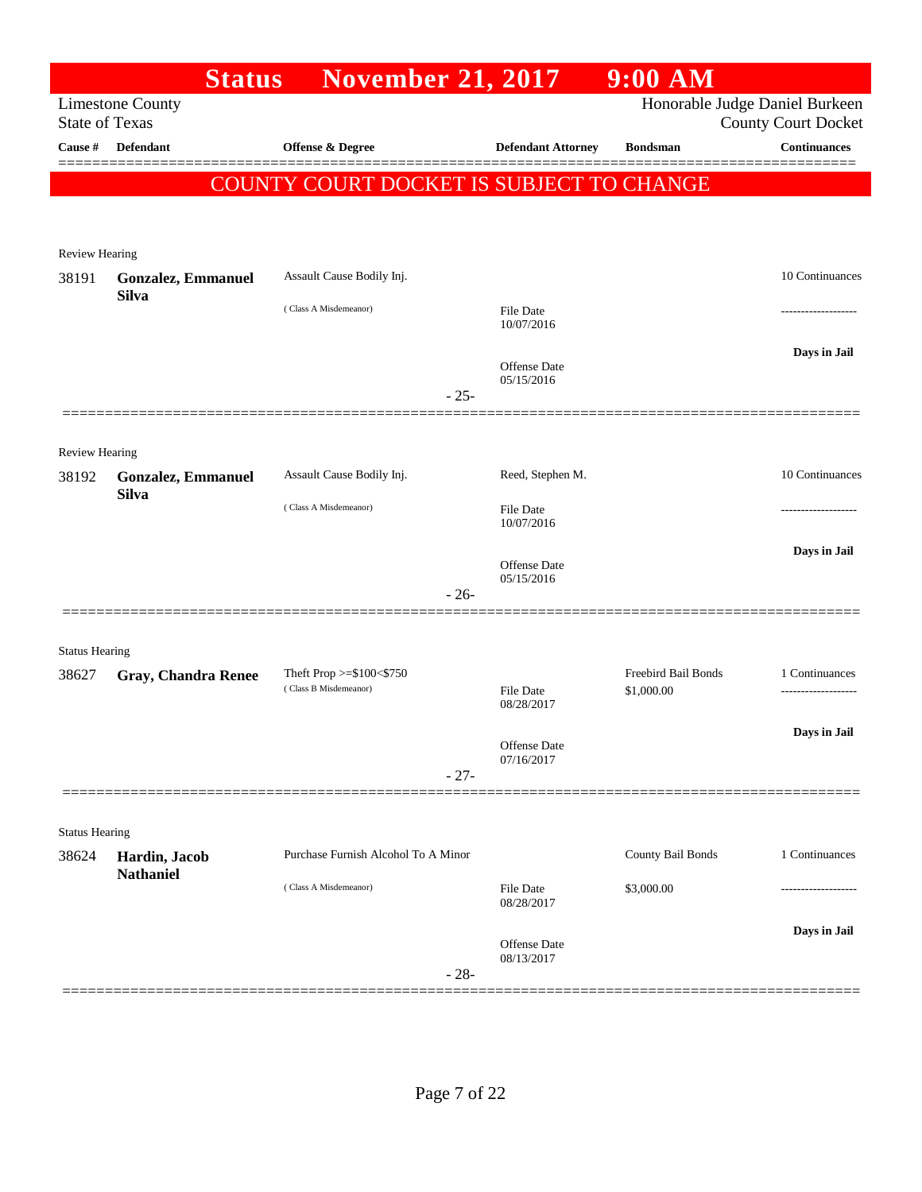# Status November 21, 2017 9:00 AM

Limestone County
State of Texas

Honorable Judge Daniel Burkeen
County Court Docket

| Cause # | Defendant | Offense & Degree | Defendant Attorney | Bondsman | Continuances |
|---|---|---|---|---|---|

**COUNTY COURT DOCKET IS SUBJECT TO CHANGE**

---

Review Hearing

| Cause # | Defendant | Offense & Degree | Defendant Attorney | Bondsman | Continuances |
|---|---|---|---|---|---|
| 38191 | **Gonzalez, Emmanuel Silva** | Assault Cause Bodily Inj. ( Class A Misdemeanor) | File Date 10/07/2016 Offense Date 05/15/2016 | | 10 Continuances ------------------- **Days in Jail** |

- 25-

---

Review Hearing

| Cause # | Defendant | Offense & Degree | Defendant Attorney | Bondsman | Continuances |
|---|---|---|---|---|---|
| 38192 | **Gonzalez, Emmanuel Silva** | Assault Cause Bodily Inj. ( Class A Misdemeanor) | Reed, Stephen M. File Date 10/07/2016 Offense Date 05/15/2016 | | 10 Continuances ------------------- **Days in Jail** |

- 26-

---

Status Hearing

| Cause # | Defendant | Offense & Degree | Defendant Attorney | Bondsman | Continuances |
|---|---|---|---|---|---|
| 38627 | **Gray, Chandra Renee** | Theft Prop >=$100<$750 ( Class B Misdemeanor) | File Date 08/28/2017 Offense Date 07/16/2017 | Freebird Bail Bonds $1,000.00 | 1 Continuances ------------------- **Days in Jail** |

- 27-

---

Status Hearing

| Cause # | Defendant | Offense & Degree | Defendant Attorney | Bondsman | Continuances |
|---|---|---|---|---|---|
| 38624 | **Hardin, Jacob Nathaniel** | Purchase Furnish Alcohol To A Minor ( Class A Misdemeanor) | File Date 08/28/2017 Offense Date 08/13/2017 | County Bail Bonds $3,000.00 | 1 Continuances ------------------- **Days in Jail** |

- 28-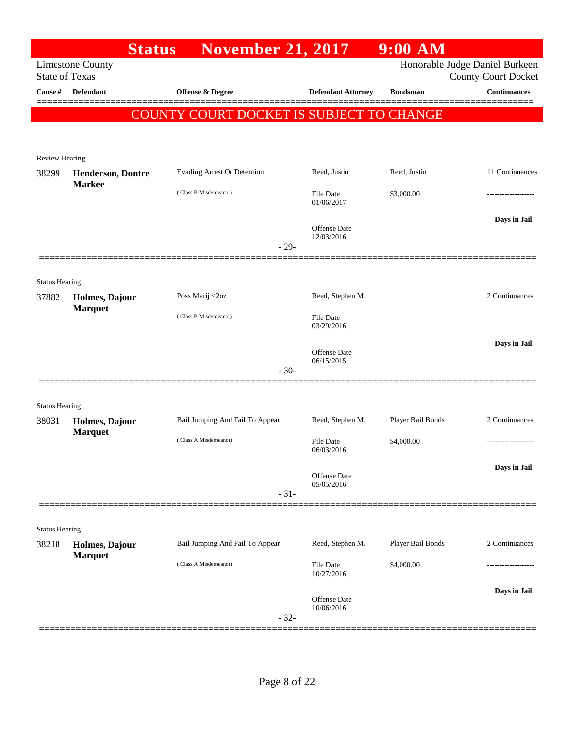# Status November 21, 2017 9:00 AM

Limestone County
State of Texas

Honorable Judge Daniel Burkeen
County Court Docket

| Cause # | Defendant | Offense & Degree | Defendant Attorney | Bondsman | Continuances |
|---|---|---|---|---|---|

## COUNTY COURT DOCKET IS SUBJECT TO CHANGE

Review Hearing

| Cause # | Defendant | Offense & Degree | Defendant Attorney | Bondsman | Continuances |
|---|---|---|---|---|---|
| 38299 | **Henderson, Dontre Markee** | Evading Arrest Or Detention (Class B Misdemeanor) | Reed, Justin<br>File Date 01/06/2017<br>Offense Date 12/03/2016 | Reed, Justin<br>$3,000.00 | 11 Continuances<br>-------------------<br>**Days in Jail** |

- 29-

Status Hearing

| Cause # | Defendant | Offense & Degree | Defendant Attorney | Bondsman | Continuances |
|---|---|---|---|---|---|
| 37882 | **Holmes, Dajour Marquet** | Poss Marij <2oz (Class B Misdemeanor) | Reed, Stephen M.<br>File Date 03/29/2016<br>Offense Date 06/15/2015 | | 2 Continuances<br>-------------------<br>**Days in Jail** |

- 30-

Status Hearing

| Cause # | Defendant | Offense & Degree | Defendant Attorney | Bondsman | Continuances |
|---|---|---|---|---|---|
| 38031 | **Holmes, Dajour Marquet** | Bail Jumping And Fail To Appear (Class A Misdemeanor) | Reed, Stephen M.<br>File Date 06/03/2016<br>Offense Date 05/05/2016 | Player Bail Bonds<br>$4,000.00 | 2 Continuances<br>-------------------<br>**Days in Jail** |

- 31-

Status Hearing

| Cause # | Defendant | Offense & Degree | Defendant Attorney | Bondsman | Continuances |
|---|---|---|---|---|---|
| 38218 | **Holmes, Dajour Marquet** | Bail Jumping And Fail To Appear (Class A Misdemeanor) | Reed, Stephen M.<br>File Date 10/27/2016<br>Offense Date 10/06/2016 | Player Bail Bonds<br>$4,000.00 | 2 Continuances<br>-------------------<br>**Days in Jail** |

- 32-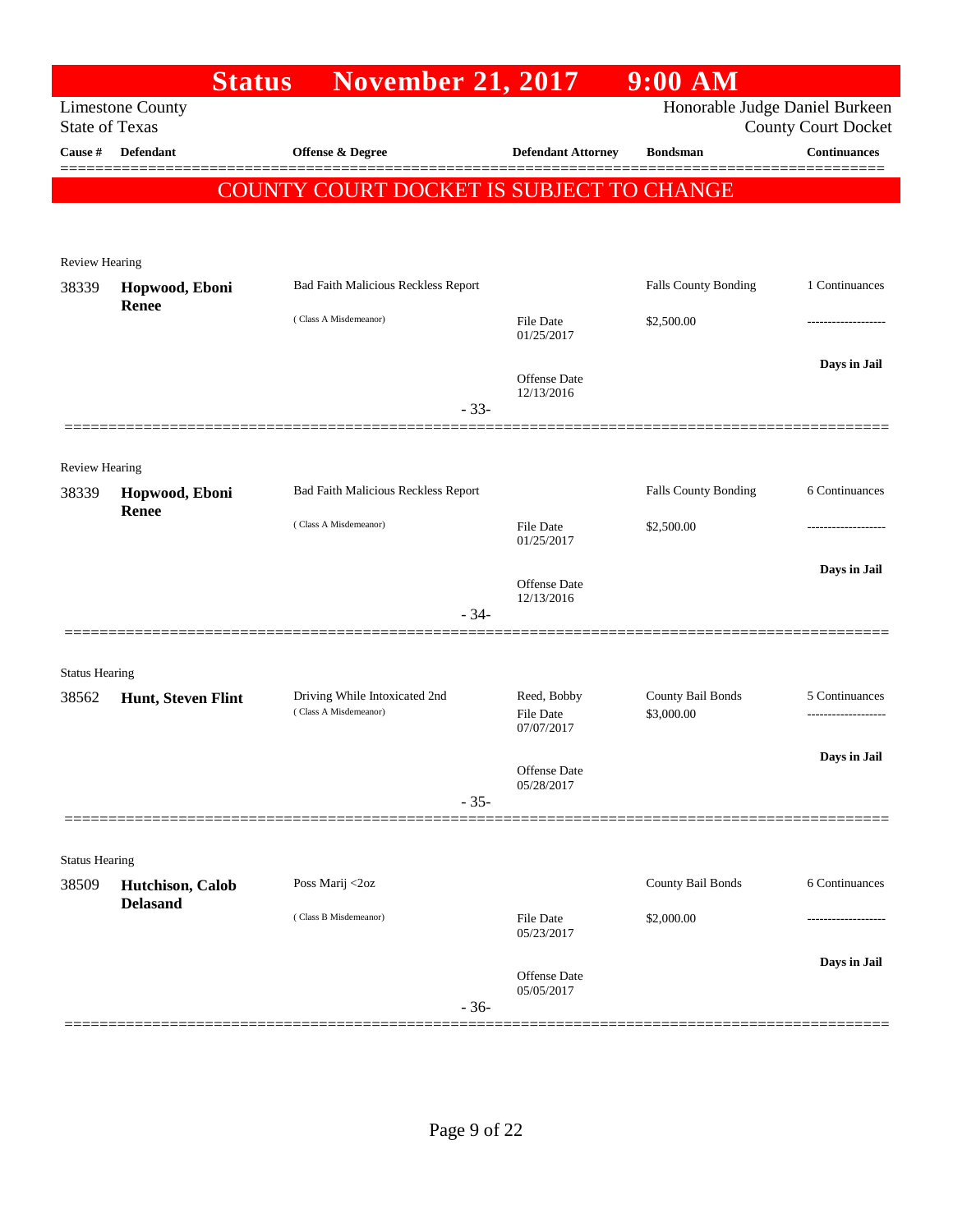# Status November 21, 2017 9:00 AM

Limestone County
State of Texas

Honorable Judge Daniel Burkeen
County Court Docket

| Cause # | Defendant | Offense & Degree | Defendant Attorney | Bondsman | Continuances |
|---|---|---|---|---|---|

**COUNTY COURT DOCKET IS SUBJECT TO CHANGE**

---

Review Hearing

| Cause # | Defendant | Offense & Degree | Defendant Attorney | Bondsman | Continuances |
|---|---|---|---|---|---|
| 38339 | **Hopwood, Eboni Renee** | Bad Faith Malicious Reckless Report ( Class A Misdemeanor) | File Date 01/25/2017<br>Offense Date 12/13/2016 | Falls County Bonding<br>$2,500.00 | 1 Continuances<br>-------------------<br>**Days in Jail** |

- 33-

---

Review Hearing

| Cause # | Defendant | Offense & Degree | Defendant Attorney | Bondsman | Continuances |
|---|---|---|---|---|---|
| 38339 | **Hopwood, Eboni Renee** | Bad Faith Malicious Reckless Report ( Class A Misdemeanor) | File Date 01/25/2017<br>Offense Date 12/13/2016 | Falls County Bonding<br>$2,500.00 | 6 Continuances<br>-------------------<br>**Days in Jail** |

- 34-

---

Status Hearing

| Cause # | Defendant | Offense & Degree | Defendant Attorney | Bondsman | Continuances |
|---|---|---|---|---|---|
| 38562 | **Hunt, Steven Flint** | Driving While Intoxicated 2nd ( Class A Misdemeanor) | Reed, Bobby<br>File Date 07/07/2017<br>Offense Date 05/28/2017 | County Bail Bonds<br>$3,000.00 | 5 Continuances<br>-------------------<br>**Days in Jail** |

- 35-

---

Status Hearing

| Cause # | Defendant | Offense & Degree | Defendant Attorney | Bondsman | Continuances |
|---|---|---|---|---|---|
| 38509 | **Hutchison, Calob Delasand** | Poss Marij <2oz ( Class B Misdemeanor) | File Date 05/23/2017<br>Offense Date 05/05/2017 | County Bail Bonds<br>$2,000.00 | 6 Continuances<br>-------------------<br>**Days in Jail** |

- 36-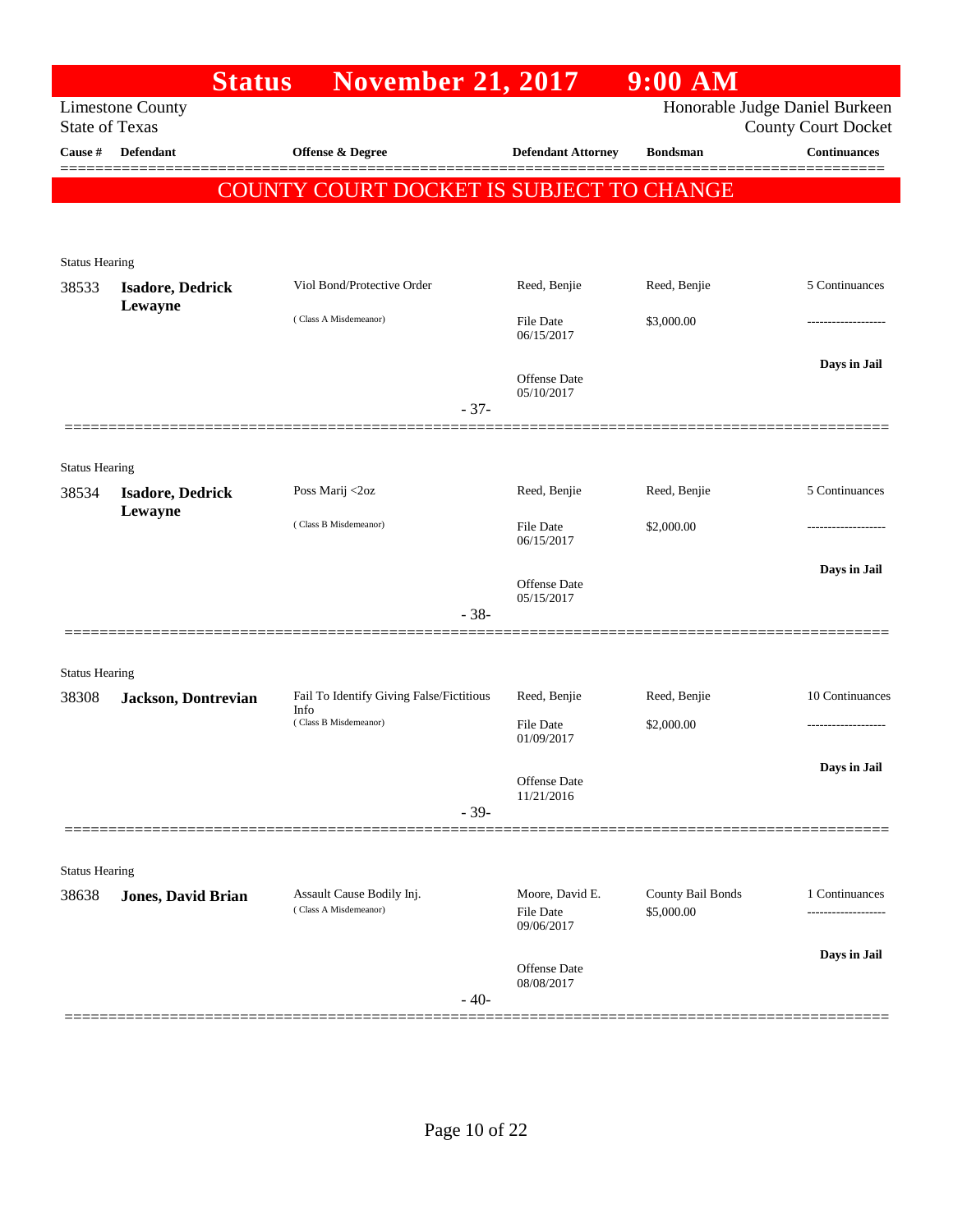# Status November 21, 2017 9:00 AM

Limestone County
State of Texas

Honorable Judge Daniel Burkeen
County Court Docket

**COUNTY COURT DOCKET IS SUBJECT TO CHANGE**

| Cause # | Defendant | Offense & Degree | Defendant Attorney | Bondsman | Continuances |
|---|---|---|---|---|---|
| Status Hearing | | | | | |
| 38533 | **Isadore, Dedrick Lewayne** | Viol Bond/Protective Order (Class A Misdemeanor) | Reed, Benjie<br>File Date 06/15/2017<br>Offense Date 05/10/2017 | Reed, Benjie<br>$3,000.00 | 5 Continuances<br>-------------------<br>**Days in Jail** |
| | | - 37- | | | |
| Status Hearing | | | | | |
| 38534 | **Isadore, Dedrick Lewayne** | Poss Marij <2oz (Class B Misdemeanor) | Reed, Benjie<br>File Date 06/15/2017<br>Offense Date 05/15/2017 | Reed, Benjie<br>$2,000.00 | 5 Continuances<br>-------------------<br>**Days in Jail** |
| | | - 38- | | | |
| Status Hearing | | | | | |
| 38308 | **Jackson, Dontrevian** | Fail To Identify Giving False/Fictitious Info (Class B Misdemeanor) | Reed, Benjie<br>File Date 01/09/2017<br>Offense Date 11/21/2016 | Reed, Benjie<br>$2,000.00 | 10 Continuances<br>-------------------<br>**Days in Jail** |
| | | - 39- | | | |
| Status Hearing | | | | | |
| 38638 | **Jones, David Brian** | Assault Cause Bodily Inj. (Class A Misdemeanor) | Moore, David E.<br>File Date 09/06/2017<br>Offense Date 08/08/2017 | County Bail Bonds<br>$5,000.00 | 1 Continuances<br>-------------------<br>**Days in Jail** |
| | | - 40- | | | |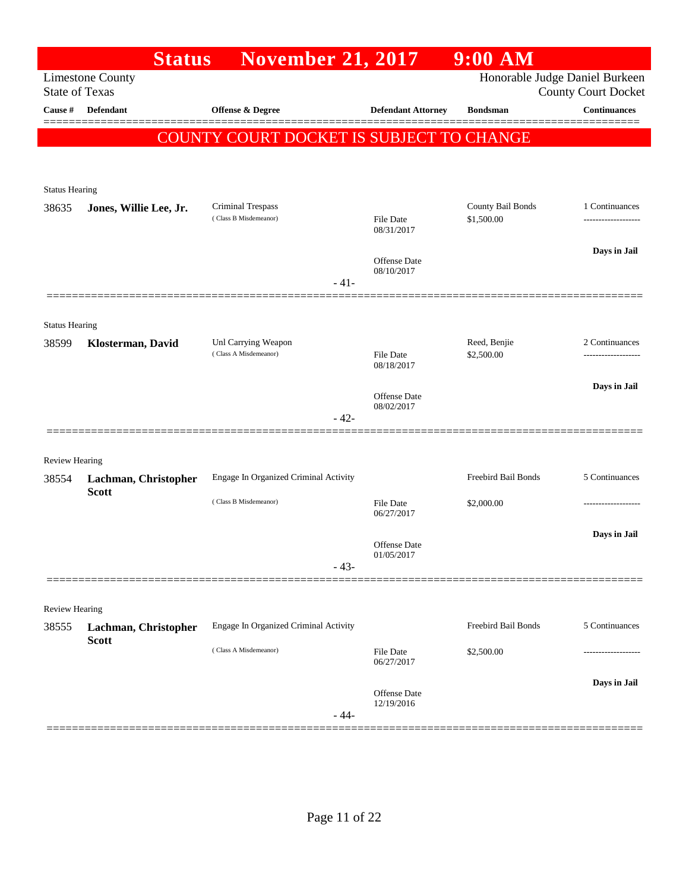# Status November 21, 2017 9:00 AM

Limestone County
State of Texas

Honorable Judge Daniel Burkeen
County Court Docket

| Cause # | Defendant | Offense & Degree | Defendant Attorney | Bondsman | Continuances |
|---|---|---|---|---|---|

**COUNTY COURT DOCKET IS SUBJECT TO CHANGE**

Status Hearing

| Cause # | Defendant | Offense & Degree | Defendant Attorney | Bondsman | Continuances |
|---|---|---|---|---|---|
| 38635 | **Jones, Willie Lee, Jr.** | Criminal Trespass (Class B Misdemeanor) | File Date 08/31/2017; Offense Date 08/10/2017 | County Bail Bonds $1,500.00 | 1 Continuances; Days in Jail |

- 41-

Status Hearing

| Cause # | Defendant | Offense & Degree | Defendant Attorney | Bondsman | Continuances |
|---|---|---|---|---|---|
| 38599 | **Klosterman, David** | Unl Carrying Weapon (Class A Misdemeanor) | File Date 08/18/2017; Offense Date 08/02/2017 | Reed, Benjie $2,500.00 | 2 Continuances; Days in Jail |

- 42-

Review Hearing

| Cause # | Defendant | Offense & Degree | Defendant Attorney | Bondsman | Continuances |
|---|---|---|---|---|---|
| 38554 | **Lachman, Christopher Scott** | Engage In Organized Criminal Activity (Class B Misdemeanor) | File Date 06/27/2017; Offense Date 01/05/2017 | Freebird Bail Bonds $2,000.00 | 5 Continuances; Days in Jail |

- 43-

Review Hearing

| Cause # | Defendant | Offense & Degree | Defendant Attorney | Bondsman | Continuances |
|---|---|---|---|---|---|
| 38555 | **Lachman, Christopher Scott** | Engage In Organized Criminal Activity (Class A Misdemeanor) | File Date 06/27/2017; Offense Date 12/19/2016 | Freebird Bail Bonds $2,500.00 | 5 Continuances; Days in Jail |

- 44-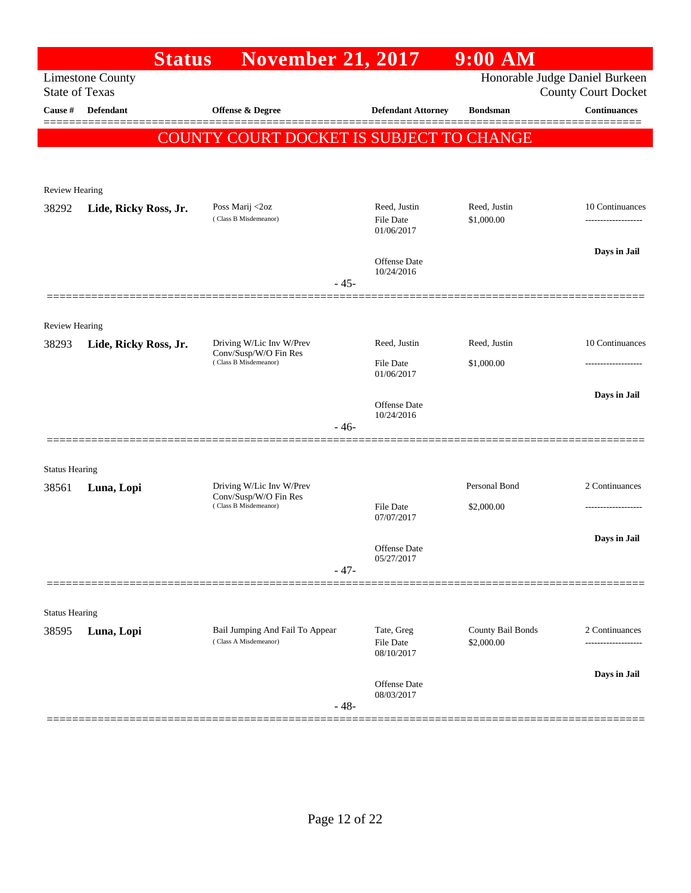# Status November 21, 2017 9:00 AM

Limestone County
State of Texas

Honorable Judge Daniel Burkeen
County Court Docket

| Cause # | Defendant | Offense & Degree | Defendant Attorney | Bondsman | Continuances |
|---|---|---|---|---|---|

## COUNTY COURT DOCKET IS SUBJECT TO CHANGE

Review Hearing

| Cause # | Defendant | Offense & Degree | Defendant Attorney | Bondsman | Continuances |
|---|---|---|---|---|---|
| 38292 | **Lide, Ricky Ross, Jr.** | Poss Marij <2oz (Class B Misdemeanor) | Reed, Justin | Reed, Justin | 10 Continuances |
| | | | File Date 01/06/2017 | $1,000.00 | ------------------- |
| | | | Offense Date 10/24/2016 | | **Days in Jail** |

- 45-

Review Hearing

| Cause # | Defendant | Offense & Degree | Defendant Attorney | Bondsman | Continuances |
|---|---|---|---|---|---|
| 38293 | **Lide, Ricky Ross, Jr.** | Driving W/Lic Inv W/Prev Conv/Susp/W/O Fin Res (Class B Misdemeanor) | Reed, Justin | Reed, Justin | 10 Continuances |
| | | | File Date 01/06/2017 | $1,000.00 | ------------------- |
| | | | Offense Date 10/24/2016 | | **Days in Jail** |

- 46-

Status Hearing

| Cause # | Defendant | Offense & Degree | Defendant Attorney | Bondsman | Continuances |
|---|---|---|---|---|---|
| 38561 | **Luna, Lopi** | Driving W/Lic Inv W/Prev Conv/Susp/W/O Fin Res (Class B Misdemeanor) | | Personal Bond | 2 Continuances |
| | | | File Date 07/07/2017 | $2,000.00 | ------------------- |
| | | | Offense Date 05/27/2017 | | **Days in Jail** |

- 47-

Status Hearing

| Cause # | Defendant | Offense & Degree | Defendant Attorney | Bondsman | Continuances |
|---|---|---|---|---|---|
| 38595 | **Luna, Lopi** | Bail Jumping And Fail To Appear (Class A Misdemeanor) | Tate, Greg | County Bail Bonds | 2 Continuances |
| | | | File Date 08/10/2017 | $2,000.00 | ------------------- |
| | | | Offense Date 08/03/2017 | | **Days in Jail** |

- 48-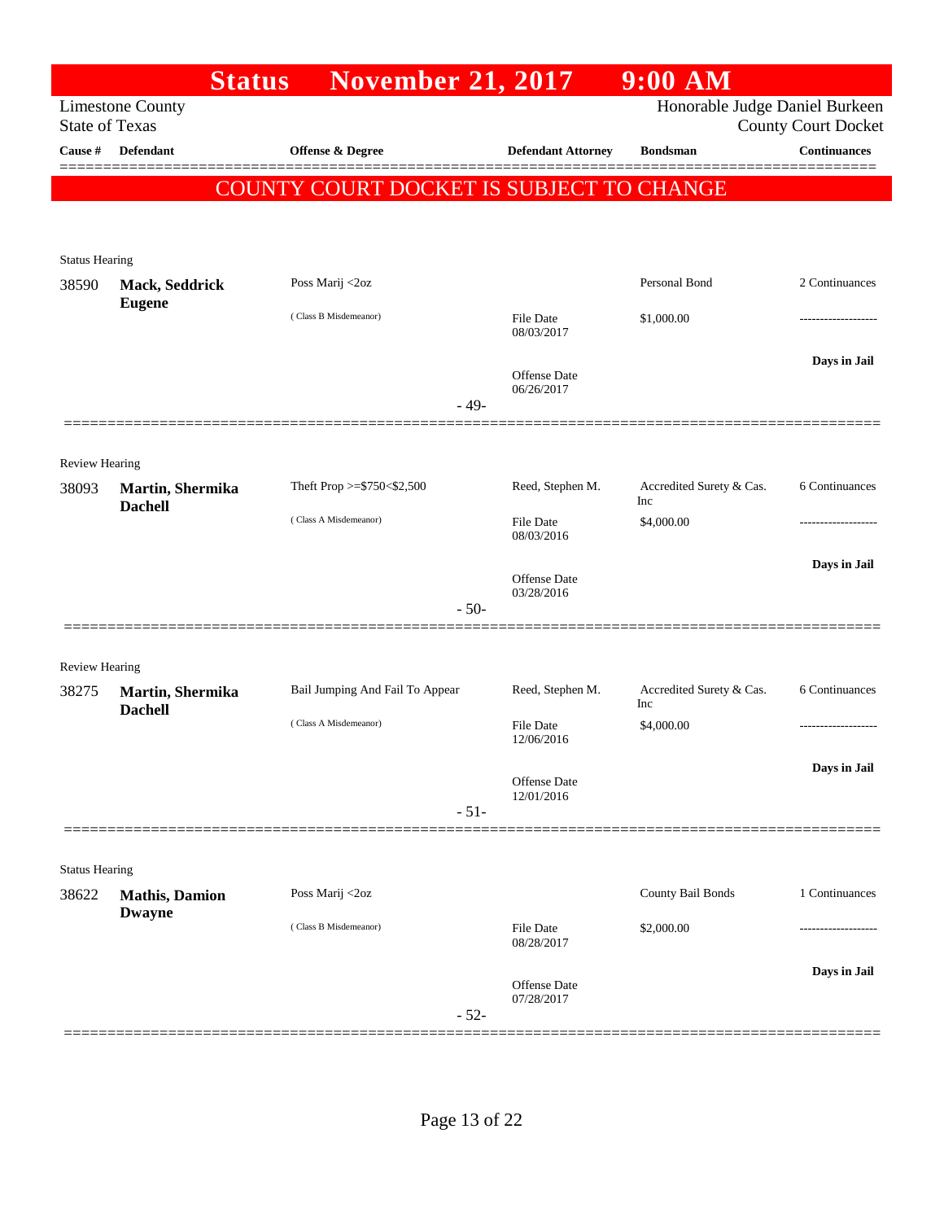# Status November 21, 2017 9:00 AM

Limestone County
State of Texas

Honorable Judge Daniel Burkeen
County Court Docket

| Cause # | Defendant | Offense & Degree | Defendant Attorney | Bondsman | Continuances |
|---|---|---|---|---|---|

## COUNTY COURT DOCKET IS SUBJECT TO CHANGE

Status Hearing

| Cause # | Defendant | Offense & Degree | Defendant Attorney | Bondsman | Continuances |
|---|---|---|---|---|---|
| 38590 | **Mack, Seddrick Eugene** | Poss Marij <2oz |  | Personal Bond | 2 Continuances |
|  |  | ( Class B Misdemeanor) | File Date 08/03/2017 | $1,000.00 | ------------------- |
|  |  |  | Offense Date 06/26/2017 |  | **Days in Jail** |

- 49-

Review Hearing

| Cause # | Defendant | Offense & Degree | Defendant Attorney | Bondsman | Continuances |
|---|---|---|---|---|---|
| 38093 | **Martin, Shermika Dachell** | Theft Prop >=$750<$2,500 | Reed, Stephen M. | Accredited Surety & Cas. Inc | 6 Continuances |
|  |  | ( Class A Misdemeanor) | File Date 08/03/2016 | $4,000.00 | ------------------- |
|  |  |  | Offense Date 03/28/2016 |  | **Days in Jail** |

- 50-

Review Hearing

| Cause # | Defendant | Offense & Degree | Defendant Attorney | Bondsman | Continuances |
|---|---|---|---|---|---|
| 38275 | **Martin, Shermika Dachell** | Bail Jumping And Fail To Appear | Reed, Stephen M. | Accredited Surety & Cas. Inc | 6 Continuances |
|  |  | ( Class A Misdemeanor) | File Date 12/06/2016 | $4,000.00 | ------------------- |
|  |  |  | Offense Date 12/01/2016 |  | **Days in Jail** |

- 51-

Status Hearing

| Cause # | Defendant | Offense & Degree | Defendant Attorney | Bondsman | Continuances |
|---|---|---|---|---|---|
| 38622 | **Mathis, Damion Dwayne** | Poss Marij <2oz |  | County Bail Bonds | 1 Continuances |
|  |  | ( Class B Misdemeanor) | File Date 08/28/2017 | $2,000.00 | ------------------- |
|  |  |  | Offense Date 07/28/2017 |  | **Days in Jail** |

- 52-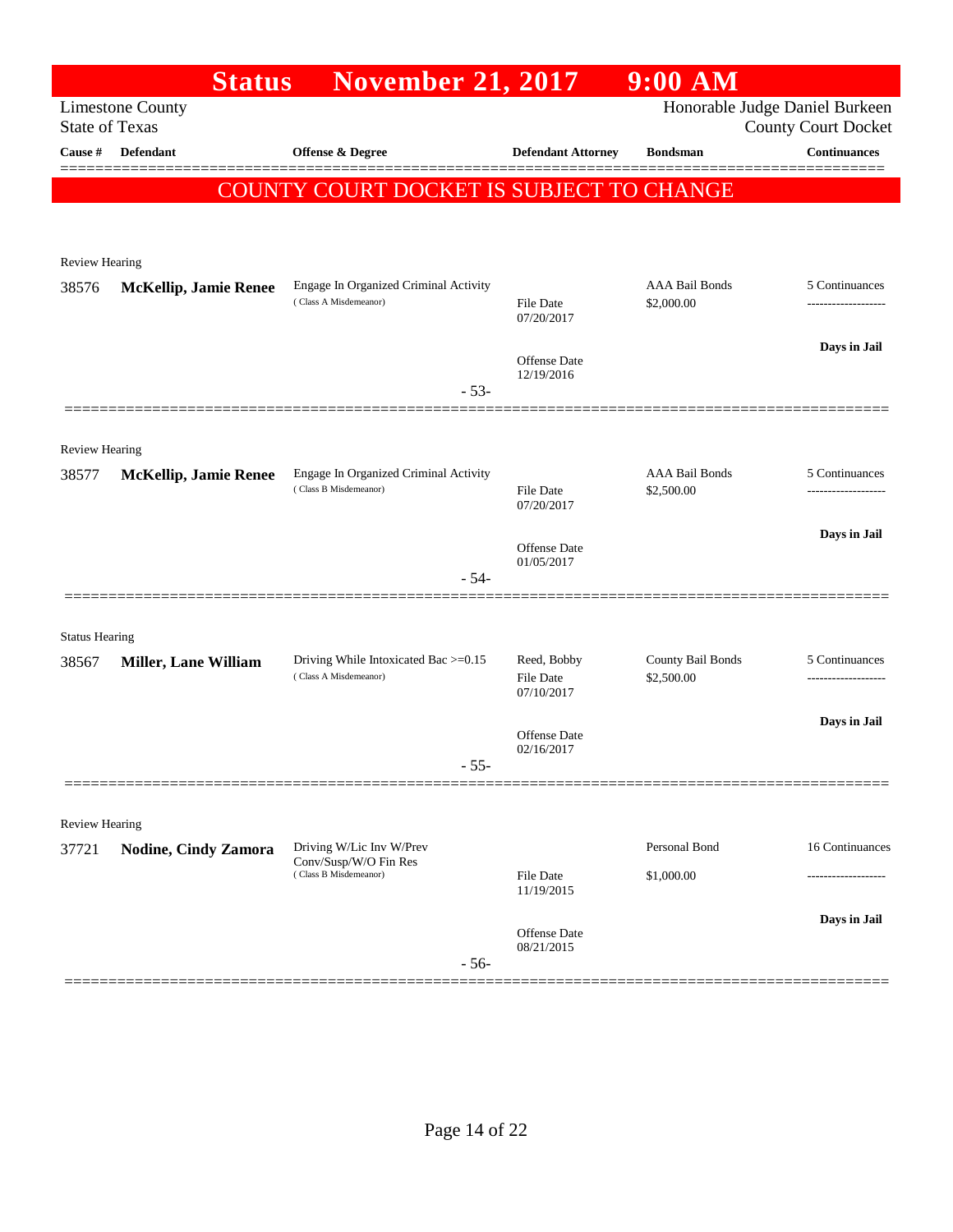# Status November 21, 2017 9:00 AM

Limestone County
State of Texas

Honorable Judge Daniel Burkeen
County Court Docket

| Cause # | Defendant | Offense & Degree | Defendant Attorney | Bondsman | Continuances |
|---|---|---|---|---|---|

## COUNTY COURT DOCKET IS SUBJECT TO CHANGE

Review Hearing

| Cause # | Defendant | Offense & Degree | Defendant Attorney | Bondsman | Continuances |
|---|---|---|---|---|---|
| 38576 | **McKellip, Jamie Renee** | Engage In Organized Criminal Activity (Class A Misdemeanor) | File Date 07/20/2017<br>Offense Date 12/19/2016 | AAA Bail Bonds<br>$2,000.00 | 5 Continuances<br>-------------------<br>**Days in Jail** |

- 53-

Review Hearing

| Cause # | Defendant | Offense & Degree | Defendant Attorney | Bondsman | Continuances |
|---|---|---|---|---|---|
| 38577 | **McKellip, Jamie Renee** | Engage In Organized Criminal Activity (Class B Misdemeanor) | File Date 07/20/2017<br>Offense Date 01/05/2017 | AAA Bail Bonds<br>$2,500.00 | 5 Continuances<br>-------------------<br>**Days in Jail** |

- 54-

Status Hearing

| Cause # | Defendant | Offense & Degree | Defendant Attorney | Bondsman | Continuances |
|---|---|---|---|---|---|
| 38567 | **Miller, Lane William** | Driving While Intoxicated Bac >=0.15 (Class A Misdemeanor) | Reed, Bobby<br>File Date 07/10/2017<br>Offense Date 02/16/2017 | County Bail Bonds<br>$2,500.00 | 5 Continuances<br>-------------------<br>**Days in Jail** |

- 55-

Review Hearing

| Cause # | Defendant | Offense & Degree | Defendant Attorney | Bondsman | Continuances |
|---|---|---|---|---|---|
| 37721 | **Nodine, Cindy Zamora** | Driving W/Lic Inv W/Prev Conv/Susp/W/O Fin Res (Class B Misdemeanor) | File Date 11/19/2015<br>Offense Date 08/21/2015 | Personal Bond<br>$1,000.00 | 16 Continuances<br>-------------------<br>**Days in Jail** |

- 56-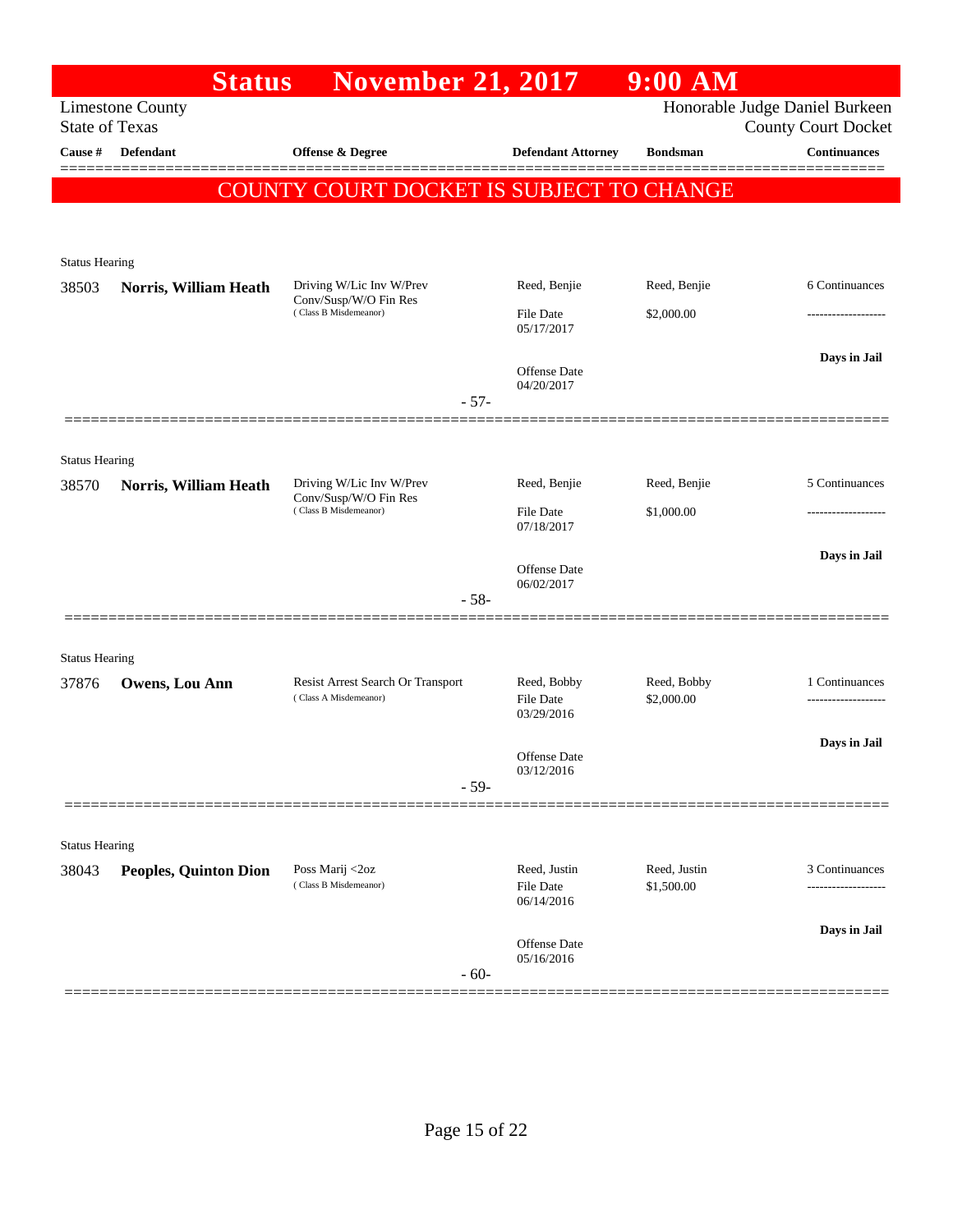# Status November 21, 2017 9:00 AM

Limestone County
State of Texas

Honorable Judge Daniel Burkeen
County Court Docket

| Cause # | Defendant | Offense & Degree | Defendant Attorney | Bondsman | Continuances |
|---|---|---|---|---|---|

**COUNTY COURT DOCKET IS SUBJECT TO CHANGE**

Status Hearing

| Cause # | Defendant | Offense & Degree | Defendant Attorney | Bondsman | Continuances |
|---|---|---|---|---|---|
| 38503 | **Norris, William Heath** | Driving W/Lic Inv W/Prev Conv/Susp/W/O Fin Res (Class B Misdemeanor) | Reed, Benjie | Reed, Benjie | 6 Continuances |
| | | | File Date 05/17/2017 | $2,000.00 | ------------------- |
| | | | Offense Date 04/20/2017 | | Days in Jail |

- 57-

Status Hearing

| Cause # | Defendant | Offense & Degree | Defendant Attorney | Bondsman | Continuances |
|---|---|---|---|---|---|
| 38570 | **Norris, William Heath** | Driving W/Lic Inv W/Prev Conv/Susp/W/O Fin Res (Class B Misdemeanor) | Reed, Benjie | Reed, Benjie | 5 Continuances |
| | | | File Date 07/18/2017 | $1,000.00 | ------------------- |
| | | | Offense Date 06/02/2017 | | Days in Jail |

- 58-

Status Hearing

| Cause # | Defendant | Offense & Degree | Defendant Attorney | Bondsman | Continuances |
|---|---|---|---|---|---|
| 37876 | **Owens, Lou Ann** | Resist Arrest Search Or Transport (Class A Misdemeanor) | Reed, Bobby | Reed, Bobby | 1 Continuances |
| | | | File Date 03/29/2016 | $2,000.00 | ------------------- |
| | | | Offense Date 03/12/2016 | | Days in Jail |

- 59-

Status Hearing

| Cause # | Defendant | Offense & Degree | Defendant Attorney | Bondsman | Continuances |
|---|---|---|---|---|---|
| 38043 | **Peoples, Quinton Dion** | Poss Marij <2oz (Class B Misdemeanor) | Reed, Justin | Reed, Justin | 3 Continuances |
| | | | File Date 06/14/2016 | $1,500.00 | ------------------- |
| | | | Offense Date 05/16/2016 | | Days in Jail |

- 60-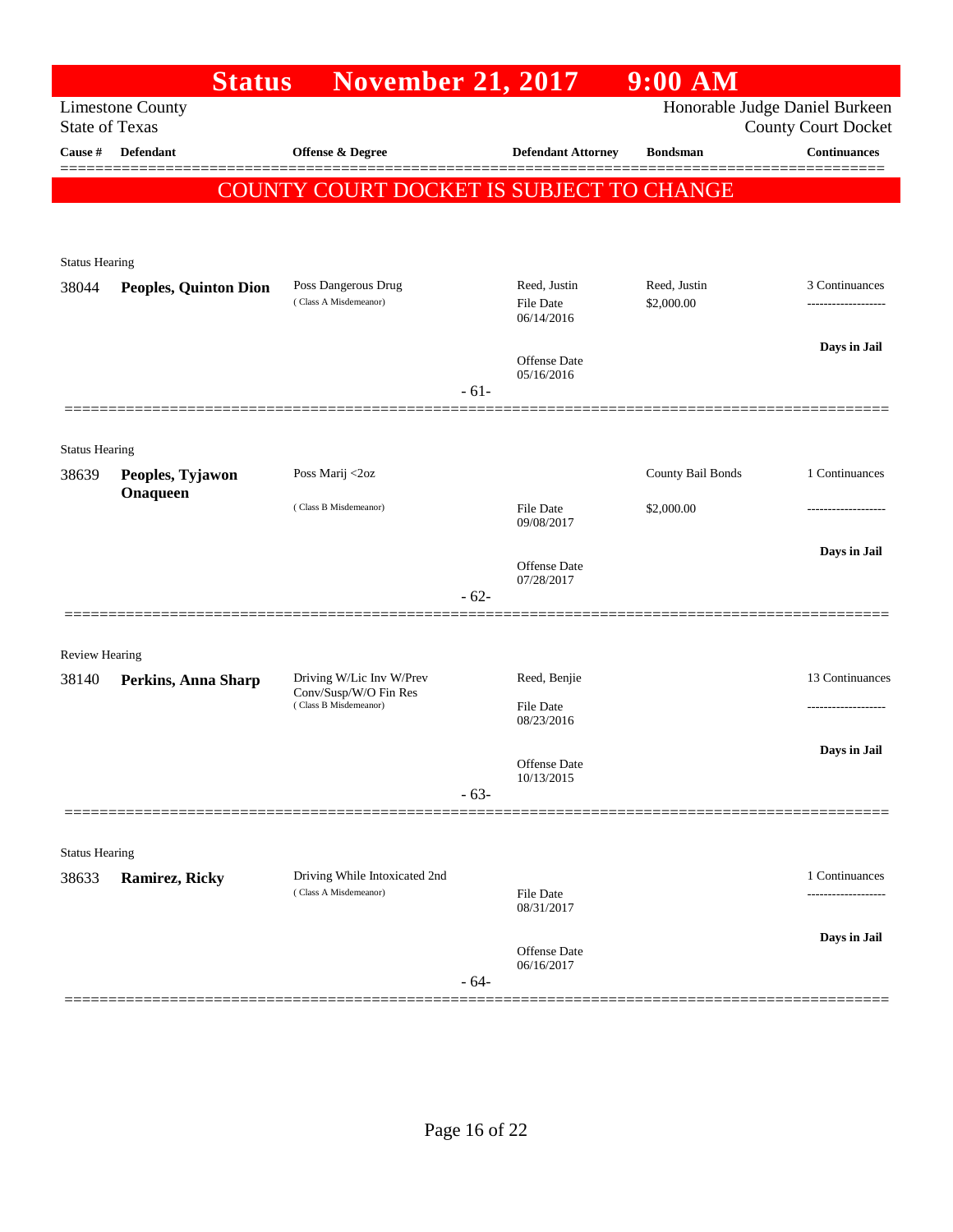# Status November 21, 2017 9:00 AM

Limestone County
State of Texas

Honorable Judge Daniel Burkeen
County Court Docket

| Cause # | Defendant | Offense & Degree | Defendant Attorney | Bondsman | Continuances |
|---|---|---|---|---|---|

**COUNTY COURT DOCKET IS SUBJECT TO CHANGE**

---

Status Hearing

| Cause # | Defendant | Offense & Degree | Defendant Attorney | Bondsman | Continuances |
|---|---|---|---|---|---|
| 38044 | **Peoples, Quinton Dion** | Poss Dangerous Drug (Class A Misdemeanor) | Reed, Justin<br>File Date 06/14/2016<br>Offense Date 05/16/2016 | Reed, Justin<br>$2,000.00 | 3 Continuances<br>-------------------<br>**Days in Jail** |

- 61-

---

Status Hearing

| Cause # | Defendant | Offense & Degree | Defendant Attorney | Bondsman | Continuances |
|---|---|---|---|---|---|
| 38639 | **Peoples, Tyjawon Onaqueen** | Poss Marij <2oz (Class B Misdemeanor) | File Date 09/08/2017<br>Offense Date 07/28/2017 | County Bail Bonds<br>$2,000.00 | 1 Continuances<br>-------------------<br>**Days in Jail** |

- 62-

---

Review Hearing

| Cause # | Defendant | Offense & Degree | Defendant Attorney | Bondsman | Continuances |
|---|---|---|---|---|---|
| 38140 | **Perkins, Anna Sharp** | Driving W/Lic Inv W/Prev Conv/Susp/W/O Fin Res (Class B Misdemeanor) | Reed, Benjie<br>File Date 08/23/2016<br>Offense Date 10/13/2015 | | 13 Continuances<br>-------------------<br>**Days in Jail** |

- 63-

---

Status Hearing

| Cause # | Defendant | Offense & Degree | Defendant Attorney | Bondsman | Continuances |
|---|---|---|---|---|---|
| 38633 | **Ramirez, Ricky** | Driving While Intoxicated 2nd (Class A Misdemeanor) | File Date 08/31/2017<br>Offense Date 06/16/2017 | | 1 Continuances<br>-------------------<br>**Days in Jail** |

- 64-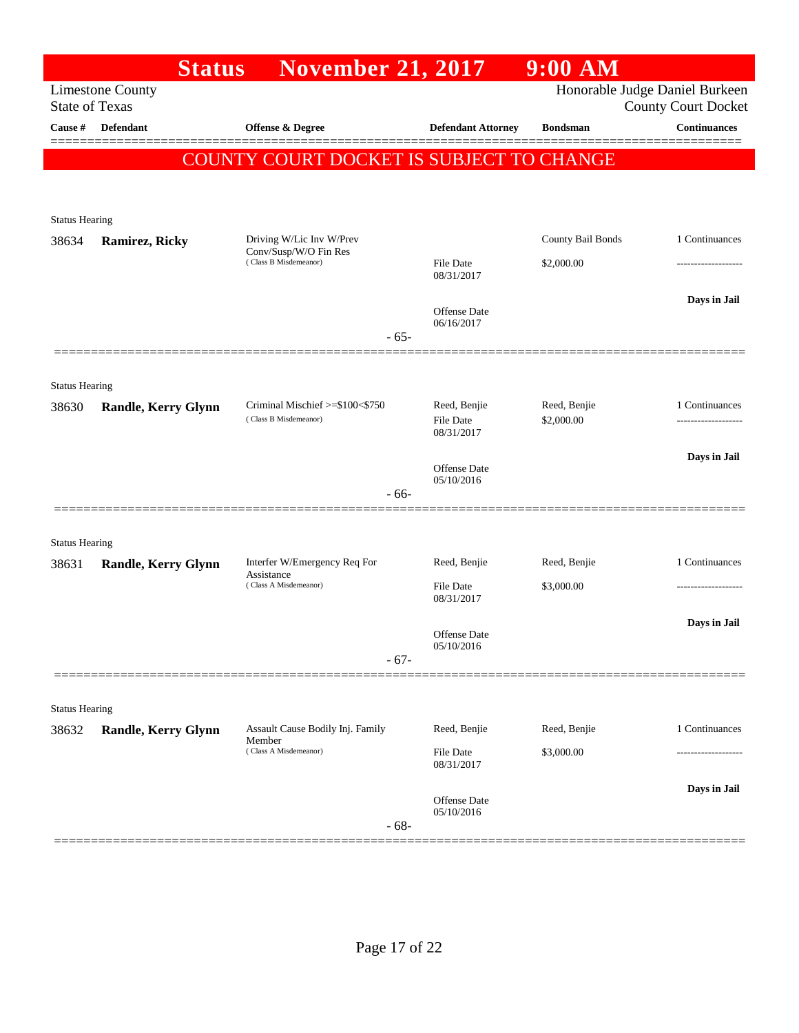# Status November 21, 2017 9:00 AM

Limestone County
State of Texas

Honorable Judge Daniel Burkeen
County Court Docket

| Cause # | Defendant | Offense & Degree | Defendant Attorney | Bondsman | Continuances |
|---|---|---|---|---|---|

**COUNTY COURT DOCKET IS SUBJECT TO CHANGE**

Status Hearing

| Cause # | Defendant | Offense & Degree | Defendant Attorney | Bondsman | Continuances |
|---|---|---|---|---|---|
| 38634 | **Ramirez, Ricky** | Driving W/Lic Inv W/Prev Conv/Susp/W/O Fin Res (Class B Misdemeanor) | File Date 08/31/2017 Offense Date 06/16/2017 | County Bail Bonds $2,000.00 | 1 Continuances ------------------- **Days in Jail** |

- 65-

Status Hearing

| Cause # | Defendant | Offense & Degree | Defendant Attorney | Bondsman | Continuances |
|---|---|---|---|---|---|
| 38630 | **Randle, Kerry Glynn** | Criminal Mischief >=$100<$750 (Class B Misdemeanor) | Reed, Benjie File Date 08/31/2017 Offense Date 05/10/2016 | Reed, Benjie $2,000.00 | 1 Continuances ------------------- **Days in Jail** |

- 66-

Status Hearing

| Cause # | Defendant | Offense & Degree | Defendant Attorney | Bondsman | Continuances |
|---|---|---|---|---|---|
| 38631 | **Randle, Kerry Glynn** | Interfer W/Emergency Req For Assistance (Class A Misdemeanor) | Reed, Benjie File Date 08/31/2017 Offense Date 05/10/2016 | Reed, Benjie $3,000.00 | 1 Continuances ------------------- **Days in Jail** |

- 67-

Status Hearing

| Cause # | Defendant | Offense & Degree | Defendant Attorney | Bondsman | Continuances |
|---|---|---|---|---|---|
| 38632 | **Randle, Kerry Glynn** | Assault Cause Bodily Inj. Family Member (Class A Misdemeanor) | Reed, Benjie File Date 08/31/2017 Offense Date 05/10/2016 | Reed, Benjie $3,000.00 | 1 Continuances ------------------- **Days in Jail** |

- 68-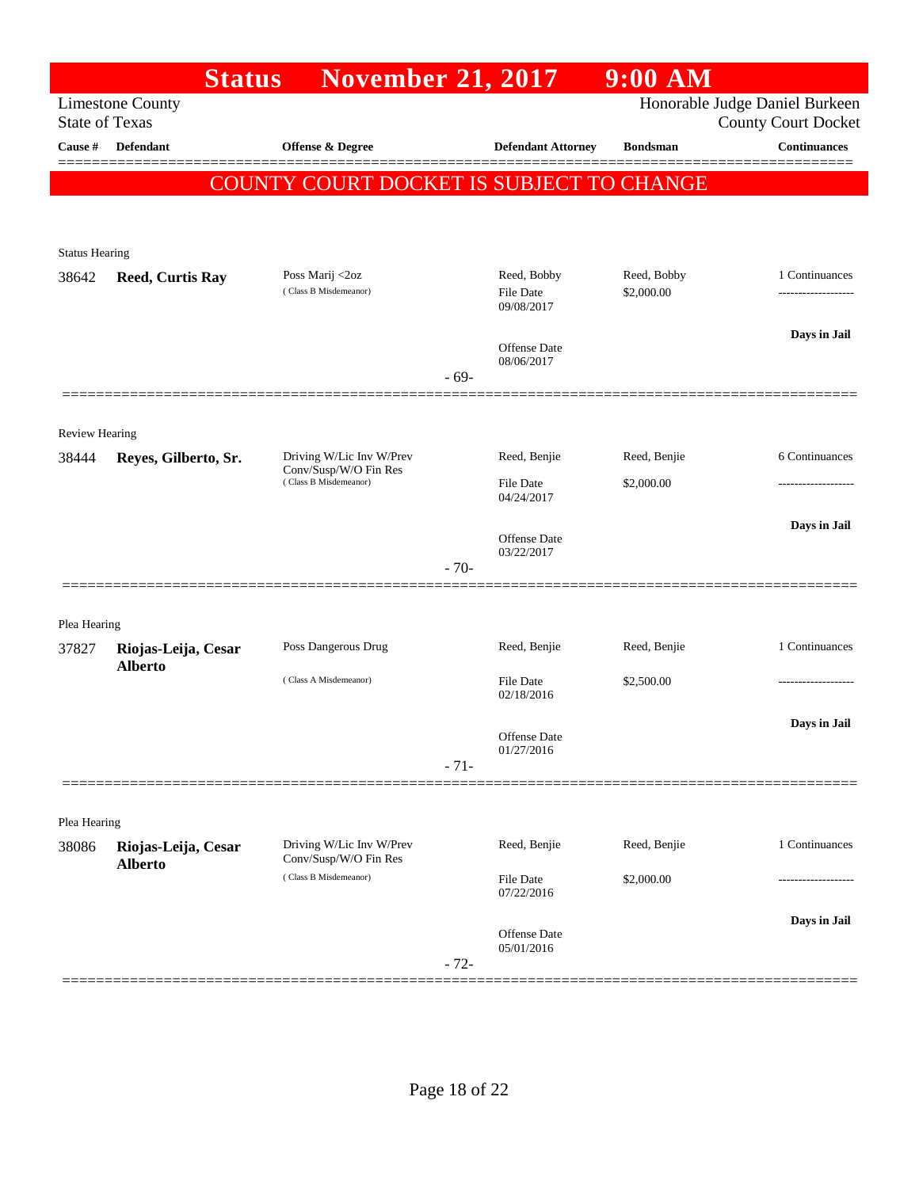# Status November 21, 2017 9:00 AM

Limestone County
State of Texas

Honorable Judge Daniel Burkeen
County Court Docket

| Cause # | Defendant | Offense & Degree | Defendant Attorney | Bondsman | Continuances |
|---|---|---|---|---|---|

**COUNTY COURT DOCKET IS SUBJECT TO CHANGE**

Status Hearing

| Cause # | Defendant | Offense & Degree | Defendant Attorney | Bondsman | Continuances |
|---|---|---|---|---|---|
| 38642 | **Reed, Curtis Ray** | Poss Marij <2oz (Class B Misdemeanor) | Reed, Bobby<br>File Date 09/08/2017<br>Offense Date 08/06/2017 | Reed, Bobby<br>$2,000.00 | 1 Continuances<br>-------------------<br>**Days in Jail** |

- 69-

Review Hearing

| Cause # | Defendant | Offense & Degree | Defendant Attorney | Bondsman | Continuances |
|---|---|---|---|---|---|
| 38444 | **Reyes, Gilberto, Sr.** | Driving W/Lic Inv W/Prev Conv/Susp/W/O Fin Res (Class B Misdemeanor) | Reed, Benjie<br>File Date 04/24/2017<br>Offense Date 03/22/2017 | Reed, Benjie<br>$2,000.00 | 6 Continuances<br>-------------------<br>**Days in Jail** |

- 70-

Plea Hearing

| Cause # | Defendant | Offense & Degree | Defendant Attorney | Bondsman | Continuances |
|---|---|---|---|---|---|
| 37827 | **Riojas-Leija, Cesar Alberto** | Poss Dangerous Drug (Class A Misdemeanor) | Reed, Benjie<br>File Date 02/18/2016<br>Offense Date 01/27/2016 | Reed, Benjie<br>$2,500.00 | 1 Continuances<br>-------------------<br>**Days in Jail** |

- 71-

Plea Hearing

| Cause # | Defendant | Offense & Degree | Defendant Attorney | Bondsman | Continuances |
|---|---|---|---|---|---|
| 38086 | **Riojas-Leija, Cesar Alberto** | Driving W/Lic Inv W/Prev Conv/Susp/W/O Fin Res (Class B Misdemeanor) | Reed, Benjie<br>File Date 07/22/2016<br>Offense Date 05/01/2016 | Reed, Benjie<br>$2,000.00 | 1 Continuances<br>-------------------<br>**Days in Jail** |

- 72-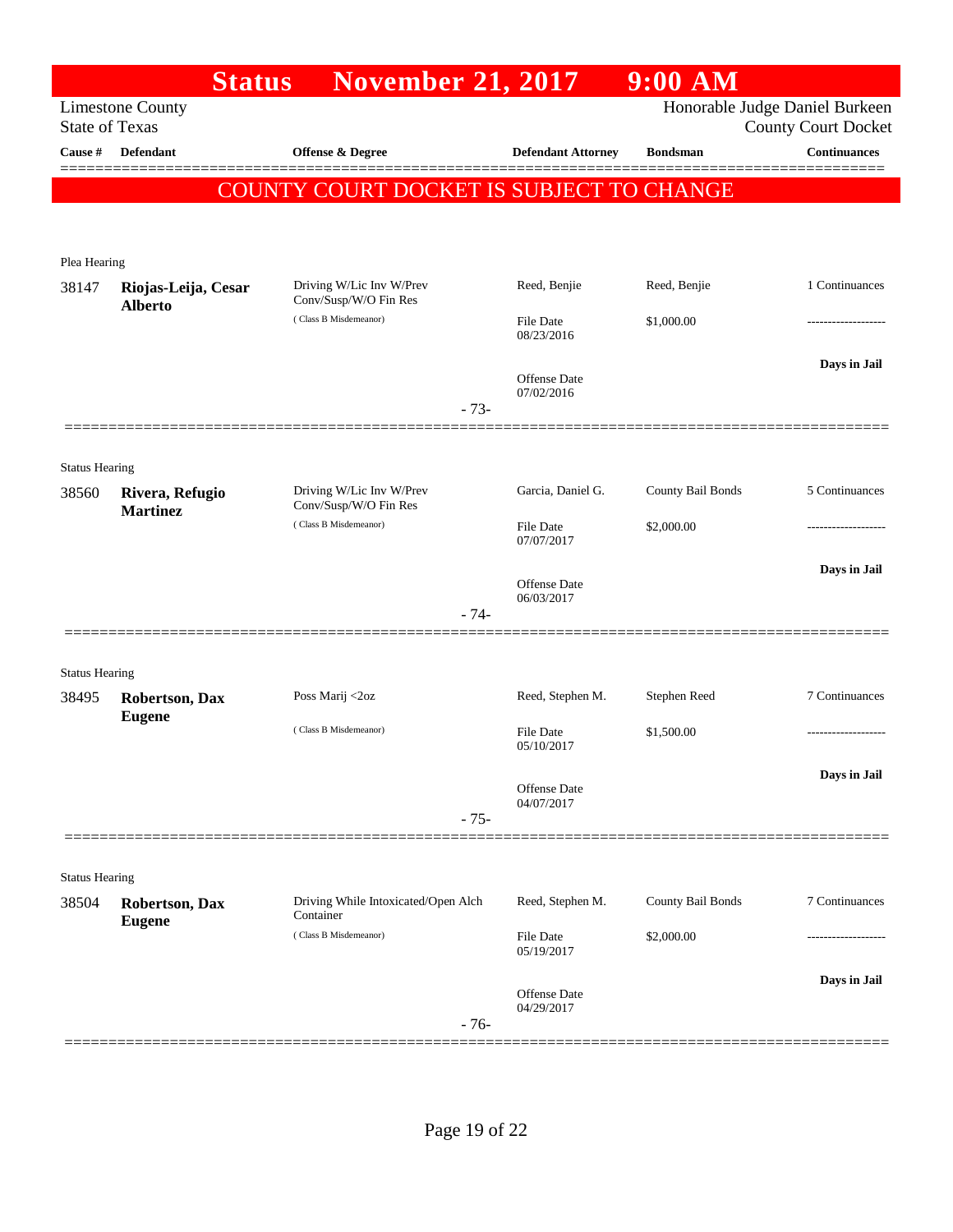# Status November 21, 2017 9:00 AM

Limestone County
State of Texas

Honorable Judge Daniel Burkeen
County Court Docket

| Cause # | Defendant | Offense & Degree | Defendant Attorney | Bondsman | Continuances |
|---|---|---|---|---|---|

**COUNTY COURT DOCKET IS SUBJECT TO CHANGE**

---

Plea Hearing

| Cause # | Defendant | Offense & Degree | Defendant Attorney | Bondsman | Continuances |
|---|---|---|---|---|---|
| 38147 | **Riojas-Leija, Cesar Alberto** | Driving W/Lic Inv W/Prev Conv/Susp/W/O Fin Res (Class B Misdemeanor) | Reed, Benjie | Reed, Benjie | 1 Continuances |
| | | | File Date 08/23/2016 | $1,000.00 | ------------------- |
| | | | Offense Date 07/02/2016 | | **Days in Jail** |

- 73-

---

Status Hearing

| Cause # | Defendant | Offense & Degree | Defendant Attorney | Bondsman | Continuances |
|---|---|---|---|---|---|
| 38560 | **Rivera, Refugio Martinez** | Driving W/Lic Inv W/Prev Conv/Susp/W/O Fin Res (Class B Misdemeanor) | Garcia, Daniel G. | County Bail Bonds | 5 Continuances |
| | | | File Date 07/07/2017 | $2,000.00 | ------------------- |
| | | | Offense Date 06/03/2017 | | **Days in Jail** |

- 74-

---

Status Hearing

| Cause # | Defendant | Offense & Degree | Defendant Attorney | Bondsman | Continuances |
|---|---|---|---|---|---|
| 38495 | **Robertson, Dax Eugene** | Poss Marij <2oz (Class B Misdemeanor) | Reed, Stephen M. | Stephen Reed | 7 Continuances |
| | | | File Date 05/10/2017 | $1,500.00 | ------------------- |
| | | | Offense Date 04/07/2017 | | **Days in Jail** |

- 75-

---

Status Hearing

| Cause # | Defendant | Offense & Degree | Defendant Attorney | Bondsman | Continuances |
|---|---|---|---|---|---|
| 38504 | **Robertson, Dax Eugene** | Driving While Intoxicated/Open Alch Container (Class B Misdemeanor) | Reed, Stephen M. | County Bail Bonds | 7 Continuances |
| | | | File Date 05/19/2017 | $2,000.00 | ------------------- |
| | | | Offense Date 04/29/2017 | | **Days in Jail** |

- 76-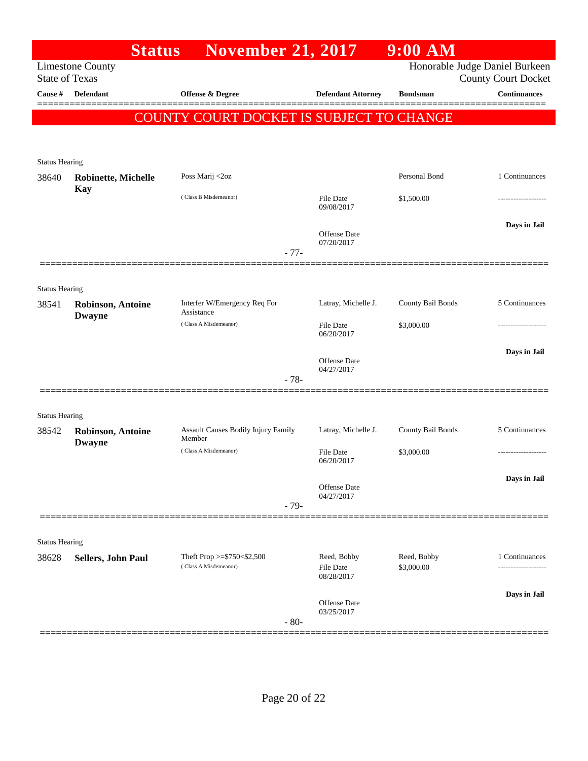# Status November 21, 2017 9:00 AM

Limestone County
State of Texas

Honorable Judge Daniel Burkeen
County Court Docket

**COUNTY COURT DOCKET IS SUBJECT TO CHANGE**

| Cause # | Defendant | Offense & Degree | Defendant Attorney | Bondsman | Continuances |
|---|---|---|---|---|---|
| Status Hearing | | | | | |
| 38640 | **Robinette, Michelle Kay** | Poss Marij <2oz (Class B Misdemeanor) | File Date 09/08/2017 Offense Date 07/20/2017 | Personal Bond $1,500.00 | 1 Continuances ------------------- **Days in Jail** |
| | | - 77- | | | |
| Status Hearing | | | | | |
| 38541 | **Robinson, Antoine Dwayne** | Interfer W/Emergency Req For Assistance (Class A Misdemeanor) | Latray, Michelle J. File Date 06/20/2017 Offense Date 04/27/2017 | County Bail Bonds $3,000.00 | 5 Continuances ------------------- **Days in Jail** |
| | | - 78- | | | |
| Status Hearing | | | | | |
| 38542 | **Robinson, Antoine Dwayne** | Assault Causes Bodily Injury Family Member (Class A Misdemeanor) | Latray, Michelle J. File Date 06/20/2017 Offense Date 04/27/2017 | County Bail Bonds $3,000.00 | 5 Continuances ------------------- **Days in Jail** |
| | | - 79- | | | |
| Status Hearing | | | | | |
| 38628 | **Sellers, John Paul** | Theft Prop >=$750<$2,500 (Class A Misdemeanor) | Reed, Bobby File Date 08/28/2017 Offense Date 03/25/2017 | Reed, Bobby $3,000.00 | 1 Continuances ------------------- **Days in Jail** |
| | | - 80- | | | |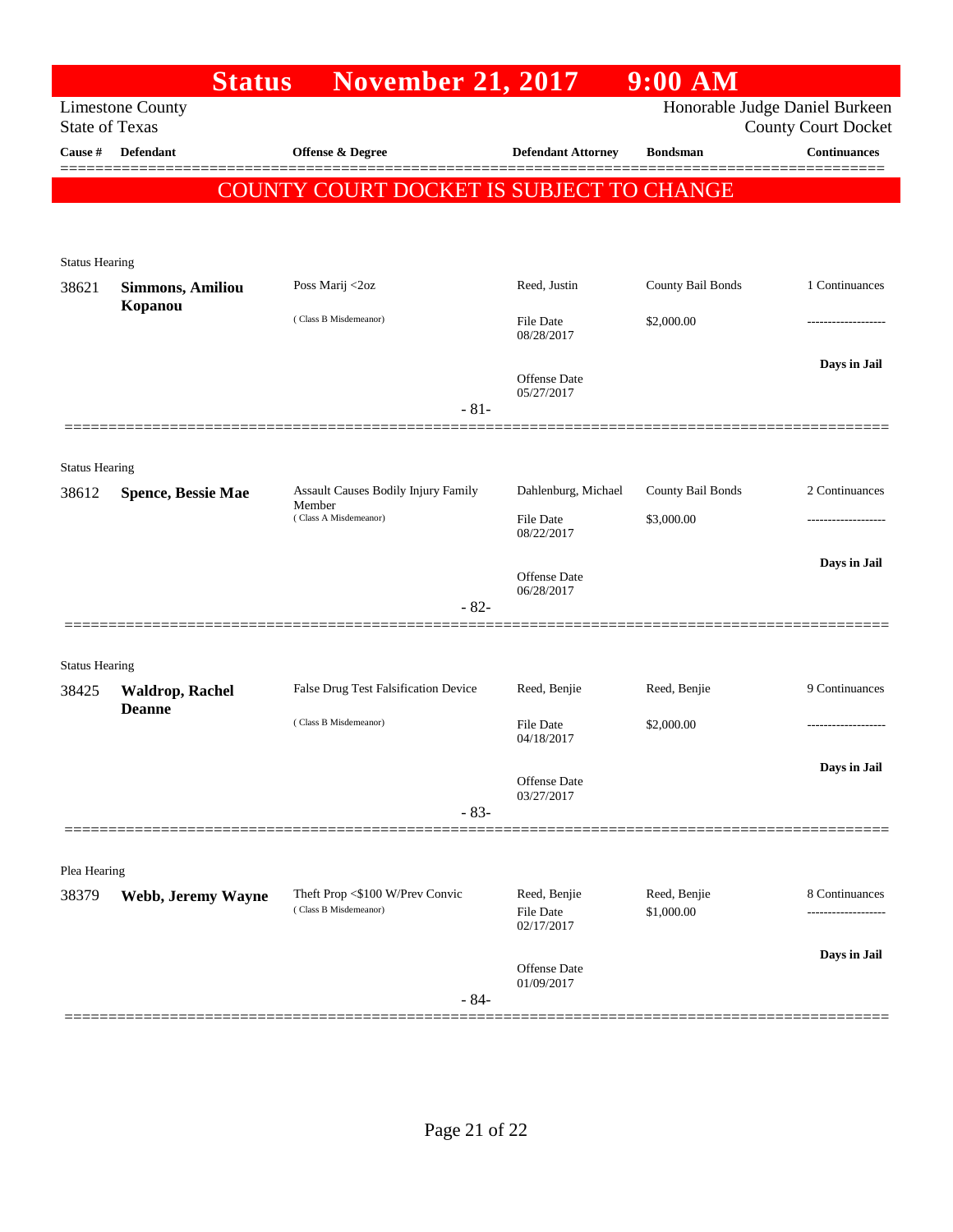# Status November 21, 2017 9:00 AM

Limestone County
State of Texas

Honorable Judge Daniel Burkeen
County Court Docket

| Cause # | Defendant | Offense & Degree | Defendant Attorney | Bondsman | Continuances |
|---|---|---|---|---|---|

## COUNTY COURT DOCKET IS SUBJECT TO CHANGE

**Status Hearing**

| Cause # | Defendant | Offense & Degree | Defendant Attorney | Bondsman | Continuances |
|---|---|---|---|---|---|
| 38621 | **Simmons, Amiliou Kopanou** | Poss Marij <2oz (Class B Misdemeanor) | Reed, Justin | County Bail Bonds | 1 Continuances |
| | | | File Date 08/28/2017 | $2,000.00 | ------------------- |
| | | | Offense Date 05/27/2017 | | **Days in Jail** |

- 81-

**Status Hearing**

| Cause # | Defendant | Offense & Degree | Defendant Attorney | Bondsman | Continuances |
|---|---|---|---|---|---|
| 38612 | **Spence, Bessie Mae** | Assault Causes Bodily Injury Family Member (Class A Misdemeanor) | Dahlenburg, Michael | County Bail Bonds | 2 Continuances |
| | | | File Date 08/22/2017 | $3,000.00 | ------------------- |
| | | | Offense Date 06/28/2017 | | **Days in Jail** |

- 82-

**Status Hearing**

| Cause # | Defendant | Offense & Degree | Defendant Attorney | Bondsman | Continuances |
|---|---|---|---|---|---|
| 38425 | **Waldrop, Rachel Deanne** | False Drug Test Falsification Device (Class B Misdemeanor) | Reed, Benjie | Reed, Benjie | 9 Continuances |
| | | | File Date 04/18/2017 | $2,000.00 | ------------------- |
| | | | Offense Date 03/27/2017 | | **Days in Jail** |

- 83-

**Plea Hearing**

| Cause # | Defendant | Offense & Degree | Defendant Attorney | Bondsman | Continuances |
|---|---|---|---|---|---|
| 38379 | **Webb, Jeremy Wayne** | Theft Prop <$100 W/Prev Convic (Class B Misdemeanor) | Reed, Benjie | Reed, Benjie | 8 Continuances |
| | | | File Date 02/17/2017 | $1,000.00 | ------------------- |
| | | | Offense Date 01/09/2017 | | **Days in Jail** |

- 84-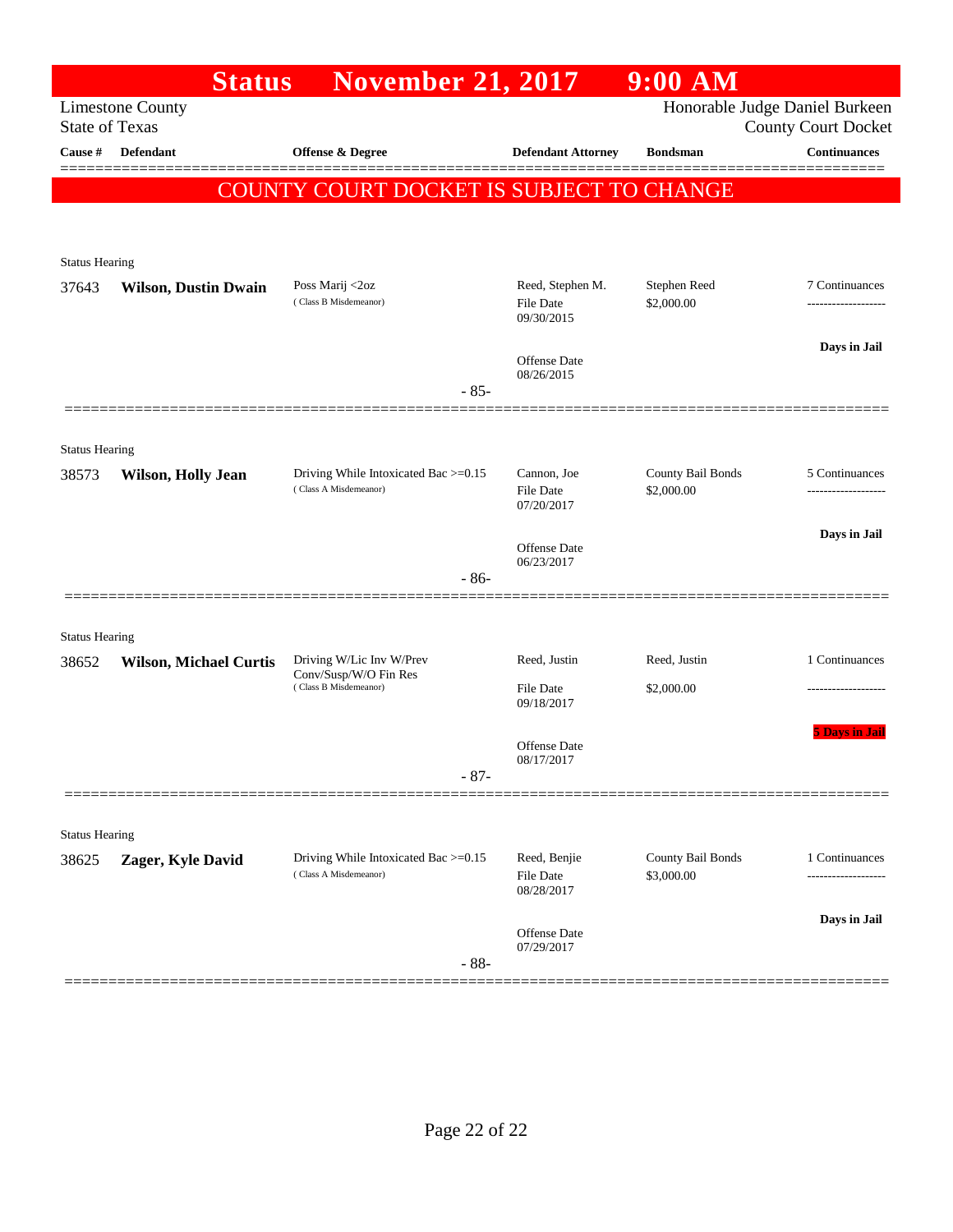# Status November 21, 2017 9:00 AM

Limestone County
State of Texas

Honorable Judge Daniel Burkeen
County Court Docket

COUNTY COURT DOCKET IS SUBJECT TO CHANGE

| Cause # | Defendant | Offense & Degree | Defendant Attorney | Bondsman | Continuances |
|---|---|---|---|---|---|
| Status Hearing | | | | | |
| 37643 | **Wilson, Dustin Dwain** | Poss Marij <2oz (Class B Misdemeanor) | Reed, Stephen M. File Date 09/30/2015 Offense Date 08/26/2015 | Stephen Reed $2,000.00 | 7 Continuances Days in Jail |
| | | - 85- | | | |
| Status Hearing | | | | | |
| 38573 | **Wilson, Holly Jean** | Driving While Intoxicated Bac >=0.15 (Class A Misdemeanor) | Cannon, Joe File Date 07/20/2017 Offense Date 06/23/2017 | County Bail Bonds $2,000.00 | 5 Continuances Days in Jail |
| | | - 86- | | | |
| Status Hearing | | | | | |
| 38652 | **Wilson, Michael Curtis** | Driving W/Lic Inv W/Prev Conv/Susp/W/O Fin Res (Class B Misdemeanor) | Reed, Justin File Date 09/18/2017 Offense Date 08/17/2017 | Reed, Justin $2,000.00 | 1 Continuances 5 Days in Jail |
| | | - 87- | | | |
| Status Hearing | | | | | |
| 38625 | **Zager, Kyle David** | Driving While Intoxicated Bac >=0.15 (Class A Misdemeanor) | Reed, Benjie File Date 08/28/2017 Offense Date 07/29/2017 | County Bail Bonds $3,000.00 | 1 Continuances Days in Jail |
| | | - 88- | | | |